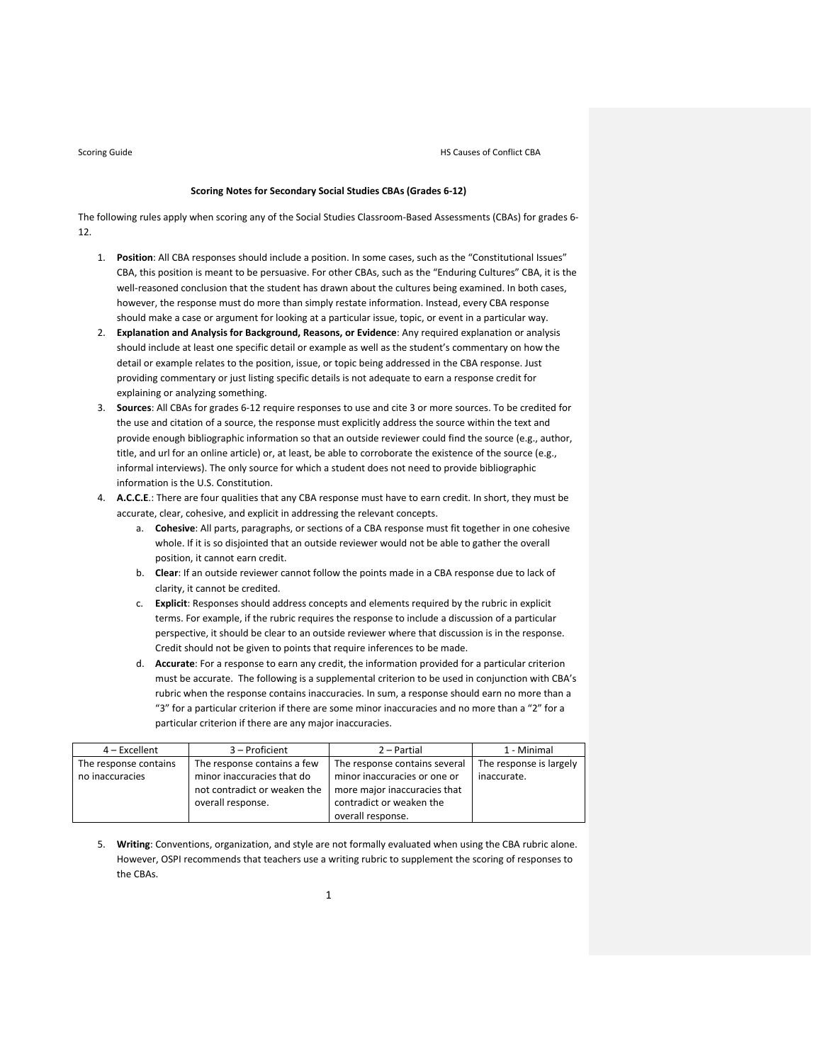## Scoring Notes for Secondary Social Studies CBAs (Grades 6-12)

The following rules apply when scoring any of the Social Studies Classroom-Based Assessments (CBAs) for grades 6-12.

1. **Position**: All CBA responses should include a position. In some cases, such as the "Constitutional Issues" CBA, this position is meant to be persuasive. For other CBAs, such as the "Enduring Cultures" CBA, it is the well-reasoned conclusion that the student has drawn about the cultures being examined. In both cases, however, the response must do more than simply restate information. Instead, every CBA response should make a case or argument for looking at a particular issue, topic, or event in a particular way.
2. **Explanation and Analysis for Background, Reasons, or Evidence**: Any required explanation or analysis should include at least one specific detail or example as well as the student's commentary on how the detail or example relates to the position, issue, or topic being addressed in the CBA response. Just providing commentary or just listing specific details is not adequate to earn a response credit for explaining or analyzing something.
3. **Sources**: All CBAs for grades 6-12 require responses to use and cite 3 or more sources. To be credited for the use and citation of a source, the response must explicitly address the source within the text and provide enough bibliographic information so that an outside reviewer could find the source (e.g., author, title, and url for an online article) or, at least, be able to corroborate the existence of the source (e.g., informal interviews). The only source for which a student does not need to provide bibliographic information is the U.S. Constitution.
4. **A.C.C.E.**: There are four qualities that any CBA response must have to earn credit. In short, they must be accurate, clear, cohesive, and explicit in addressing the relevant concepts.
   a. **Cohesive**: All parts, paragraphs, or sections of a CBA response must fit together in one cohesive whole. If it is so disjointed that an outside reviewer would not be able to gather the overall position, it cannot earn credit.
   b. **Clear**: If an outside reviewer cannot follow the points made in a CBA response due to lack of clarity, it cannot be credited.
   c. **Explicit**: Responses should address concepts and elements required by the rubric in explicit terms. For example, if the rubric requires the response to include a discussion of a particular perspective, it should be clear to an outside reviewer where that discussion is in the response. Credit should not be given to points that require inferences to be made.
   d. **Accurate**: For a response to earn any credit, the information provided for a particular criterion must be accurate. The following is a supplemental criterion to be used in conjunction with CBA's rubric when the response contains inaccuracies. In sum, a response should earn no more than a "3" for a particular criterion if there are some minor inaccuracies and no more than a "2" for a particular criterion if there are any major inaccuracies.

| 4 – Excellent | 3 – Proficient | 2 – Partial | 1 - Minimal |
|---|---|---|---|
| The response contains no inaccuracies | The response contains a few minor inaccuracies that do not contradict or weaken the overall response. | The response contains several minor inaccuracies or one or more major inaccuracies that contradict or weaken the overall response. | The response is largely inaccurate. |

5. **Writing**: Conventions, organization, and style are not formally evaluated when using the CBA rubric alone. However, OSPI recommends that teachers use a writing rubric to supplement the scoring of responses to the CBAs.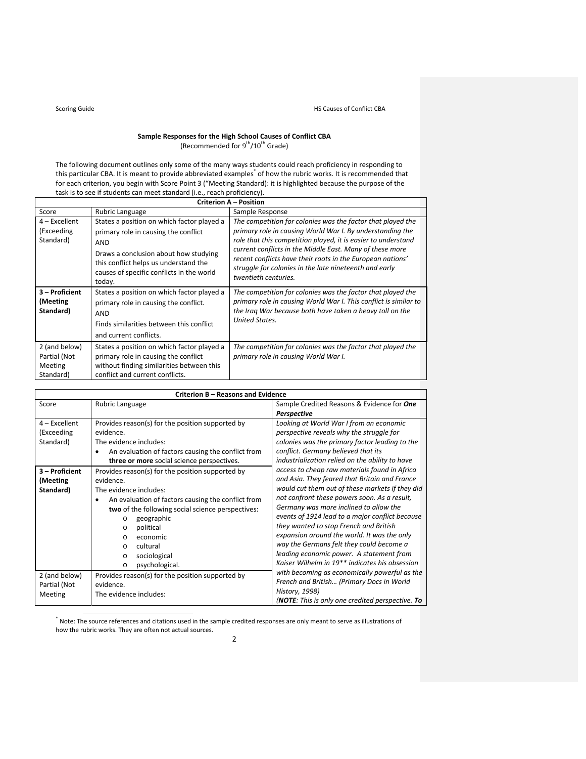## Sample Responses for the High School Causes of Conflict CBA

(Recommended for 9th/10th Grade)

The following document outlines only some of the many ways students could reach proficiency in responding to this particular CBA. It is meant to provide abbreviated examples[*] of how the rubric works. It is recommended that for each criterion, you begin with Score Point 3 ("Meeting Standard): it is highlighted because the purpose of the task is to see if students can meet standard (i.e., reach proficiency).

| **Criterion A – Position** | | |
|---|---|---|
| Score | Rubric Language | Sample Response |
| 4 – Excellent (Exceeding Standard) | States a position on which factor played a primary role in causing the conflict<br>AND<br>Draws a conclusion about how studying this conflict helps us understand the causes of specific conflicts in the world today. | *The competition for colonies was the factor that played the primary role in causing World War I. By understanding the role that this competition played, it is easier to understand current conflicts in the Middle East. Many of these more recent conflicts have their roots in the European nations' struggle for colonies in the late nineteenth and early twentieth centuries.* |
| **3 – Proficient (Meeting Standard)** | States a position on which factor played a primary role in causing the conflict.<br>AND<br>Finds similarities between this conflict and current conflicts. | *The competition for colonies was the factor that played the primary role in causing World War I. This conflict is similar to the Iraq War because both have taken a heavy toll on the United States.* |
| 2 (and below) Partial (Not Meeting Standard) | States a position on which factor played a primary role in causing the conflict without finding similarities between this conflict and current conflicts. | *The competition for colonies was the factor that played the primary role in causing World War I.* |

| **Criterion B – Reasons and Evidence** | | |
|---|---|---|
| Score | Rubric Language | Sample Credited Reasons & Evidence for ***One Perspective*** |
| 4 – Excellent (Exceeding Standard) | Provides reason(s) for the position supported by evidence.<br>The evidence includes:<br>• An evaluation of factors causing the conflict from **three or more** social science perspectives. | *Looking at World War I from an economic perspective reveals why the struggle for colonies was the primary factor leading to the conflict. Germany believed that its industrialization relied on the ability to have access to cheap raw materials found in Africa and Asia. They feared that Britain and France would cut them out of these markets if they did not confront these powers soon. As a result, Germany was more inclined to allow the events of 1914 lead to a major conflict because they wanted to stop French and British expansion around the world. It was the only way the Germans felt they could become a leading economic power. A statement from Kaiser Wilhelm in 19** indicates his obsession with becoming as economically powerful as the French and British… (Primary Docs in World History, 1998)*<br>*(**NOTE**: This is only one credited perspective.* ***To*** |
| **3 – Proficient (Meeting Standard)** | Provides reason(s) for the position supported by evidence.<br>The evidence includes:<br>• An evaluation of factors causing the conflict from **two** of the following social science perspectives:<br>o geographic<br>o political<br>o economic<br>o cultural<br>o sociological<br>o psychological. | |
| 2 (and below) Partial (Not Meeting | Provides reason(s) for the position supported by evidence.<br>The evidence includes: | |

[*] Note: The source references and citations used in the sample credited responses are only meant to serve as illustrations of how the rubric works. They are often not actual sources.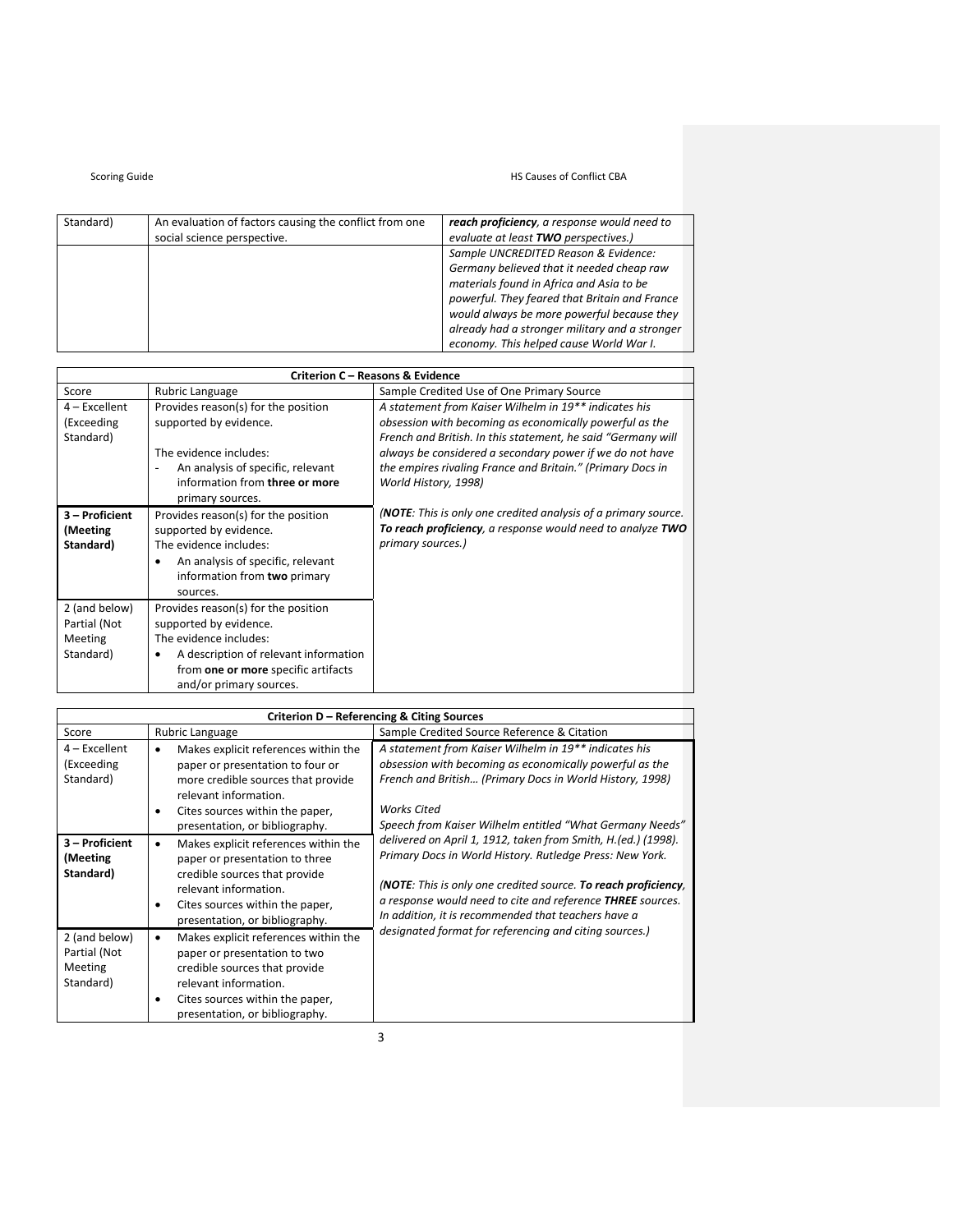| | | |
|---|---|---|
| Standard) | An evaluation of factors causing the conflict from one social science perspective. | ***reach proficiency**, a response would need to evaluate at least **TWO** perspectives.)* |
| | | *Sample UNCREDITED Reason & Evidence: Germany believed that it needed cheap raw materials found in Africa and Asia to be powerful. They feared that Britain and France would always be more powerful because they already had a stronger military and a stronger economy. This helped cause World War I.* |

| **Criterion C – Reasons & Evidence** | | |
|---|---|---|
| Score | Rubric Language | Sample Credited Use of One Primary Source |
| 4 – Excellent (Exceeding Standard) | Provides reason(s) for the position supported by evidence.<br><br>The evidence includes:<br>- An analysis of specific, relevant information from **three or more** primary sources. | *A statement from Kaiser Wilhelm in 19\*\* indicates his obsession with becoming as economically powerful as the French and British. In this statement, he said "Germany will always be considered a secondary power if we do not have the empires rivaling France and Britain." (Primary Docs in World History, 1998)*<br><br>*(**NOTE**: This is only one credited analysis of a primary source. **To reach proficiency**, a response would need to analyze **TWO** primary sources.)* |
| **3 – Proficient (Meeting Standard)** | Provides reason(s) for the position supported by evidence.<br>The evidence includes:<br>• An analysis of specific, relevant information from **two** primary sources. | |
| 2 (and below) Partial (Not Meeting Standard) | Provides reason(s) for the position supported by evidence.<br>The evidence includes:<br>• A description of relevant information from **one or more** specific artifacts and/or primary sources. | |

| **Criterion D – Referencing & Citing Sources** | | |
|---|---|---|
| Score | Rubric Language | Sample Credited Source Reference & Citation |
| 4 – Excellent (Exceeding Standard) | • Makes explicit references within the paper or presentation to four or more credible sources that provide relevant information.<br>• Cites sources within the paper, presentation, or bibliography. | *A statement from Kaiser Wilhelm in 19\*\* indicates his obsession with becoming as economically powerful as the French and British… (Primary Docs in World History, 1998)*<br><br>*Works Cited*<br>*Speech from Kaiser Wilhelm entitled "What Germany Needs" delivered on April 1, 1912, taken from Smith, H.(ed.) (1998). Primary Docs in World History. Rutledge Press: New York.*<br><br>*(**NOTE**: This is only one credited source. **To reach proficiency**, a response would need to cite and reference **THREE** sources. In addition, it is recommended that teachers have a designated format for referencing and citing sources.)* |
| **3 – Proficient (Meeting Standard)** | • Makes explicit references within the paper or presentation to three credible sources that provide relevant information.<br>• Cites sources within the paper, presentation, or bibliography. | |
| 2 (and below) Partial (Not Meeting Standard) | • Makes explicit references within the paper or presentation to two credible sources that provide relevant information.<br>• Cites sources within the paper, presentation, or bibliography. | |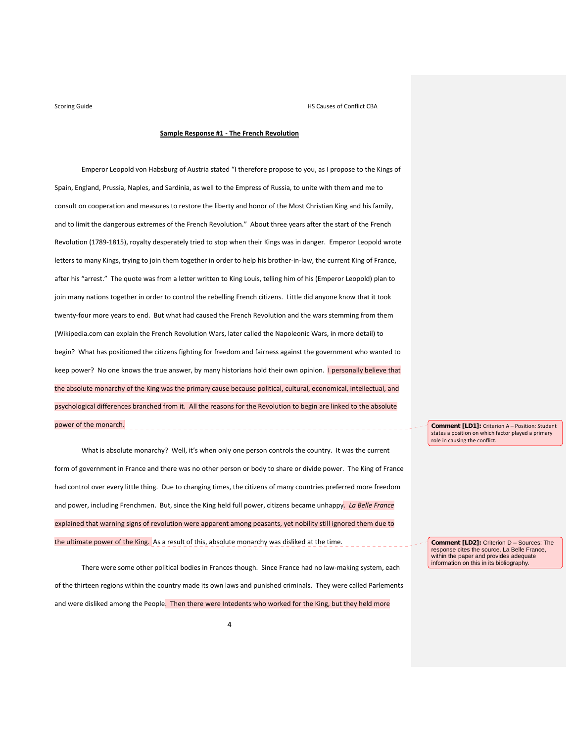**Sample Response #1 - The French Revolution**

Emperor Leopold von Habsburg of Austria stated "I therefore propose to you, as I propose to the Kings of Spain, England, Prussia, Naples, and Sardinia, as well to the Empress of Russia, to unite with them and me to consult on cooperation and measures to restore the liberty and honor of the Most Christian King and his family, and to limit the dangerous extremes of the French Revolution." About three years after the start of the French Revolution (1789-1815), royalty desperately tried to stop when their Kings was in danger. Emperor Leopold wrote letters to many Kings, trying to join them together in order to help his brother-in-law, the current King of France, after his "arrest." The quote was from a letter written to King Louis, telling him of his (Emperor Leopold) plan to join many nations together in order to control the rebelling French citizens. Little did anyone know that it took twenty-four more years to end. But what had caused the French Revolution and the wars stemming from them (Wikipedia.com can explain the French Revolution Wars, later called the Napoleonic Wars, in more detail) to begin? What has positioned the citizens fighting for freedom and fairness against the government who wanted to keep power? No one knows the true answer, by many historians hold their own opinion. I personally believe that the absolute monarchy of the King was the primary cause because political, cultural, economical, intellectual, and psychological differences branched from it. All the reasons for the Revolution to begin are linked to the absolute power of the monarch.

> **Comment [LD1]:** Criterion A – Position: Student states a position on which factor played a primary role in causing the conflict.

What is absolute monarchy? Well, it's when only one person controls the country. It was the current form of government in France and there was no other person or body to share or divide power. The King of France had control over every little thing. Due to changing times, the citizens of many countries preferred more freedom and power, including Frenchmen. But, since the King held full power, citizens became unhappy. *La Belle France* explained that warning signs of revolution were apparent among peasants, yet nobility still ignored them due to the ultimate power of the King. As a result of this, absolute monarchy was disliked at the time.

> **Comment [LD2]:** Criterion D – Sources: The response cites the source, La Belle France, within the paper and provides adequate information on this in its bibliography.

There were some other political bodies in Frances though. Since France had no law-making system, each of the thirteen regions within the country made its own laws and punished criminals. They were called Parlements and were disliked among the People. Then there were Intedents who worked for the King, but they held more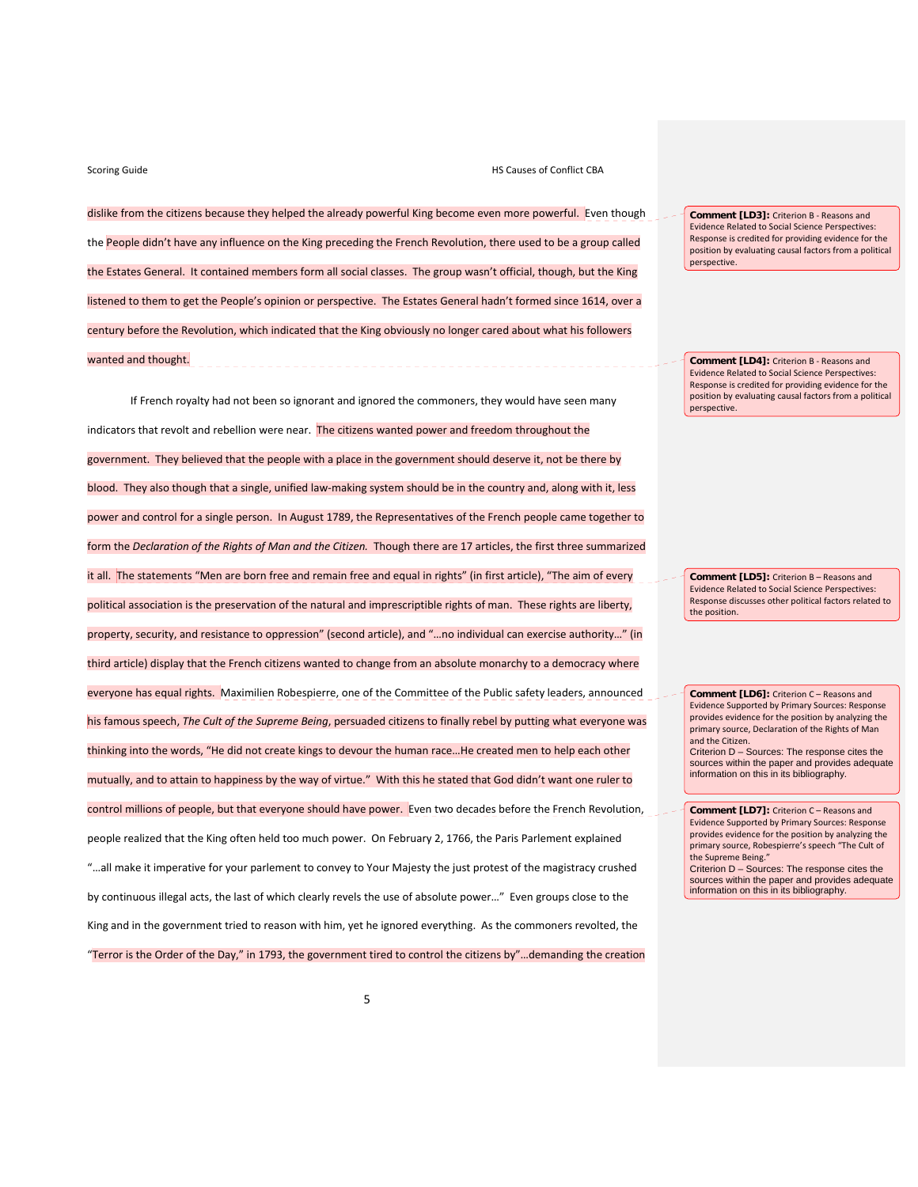dislike from the citizens because they helped the already powerful King become even more powerful. Even though the People didn't have any influence on the King preceding the French Revolution, there used to be a group called the Estates General. It contained members form all social classes. The group wasn't official, though, but the King listened to them to get the People's opinion or perspective. The Estates General hadn't formed since 1614, over a century before the Revolution, which indicated that the King obviously no longer cared about what his followers wanted and thought.

If French royalty had not been so ignorant and ignored the commoners, they would have seen many indicators that revolt and rebellion were near. The citizens wanted power and freedom throughout the government. They believed that the people with a place in the government should deserve it, not be there by blood. They also though that a single, unified law-making system should be in the country and, along with it, less power and control for a single person. In August 1789, the Representatives of the French people came together to form the *Declaration of the Rights of Man and the Citizen.* Though there are 17 articles, the first three summarized it all. The statements "Men are born free and remain free and equal in rights" (in first article), "The aim of every political association is the preservation of the natural and imprescriptible rights of man. These rights are liberty, property, security, and resistance to oppression" (second article), and "…no individual can exercise authority…" (in third article) display that the French citizens wanted to change from an absolute monarchy to a democracy where everyone has equal rights. Maximilien Robespierre, one of the Committee of the Public safety leaders, announced his famous speech, *The Cult of the Supreme Being*, persuaded citizens to finally rebel by putting what everyone was thinking into the words, "He did not create kings to devour the human race…He created men to help each other mutually, and to attain to happiness by the way of virtue." With this he stated that God didn't want one ruler to control millions of people, but that everyone should have power. Even two decades before the French Revolution, people realized that the King often held too much power. On February 2, 1766, the Paris Parlement explained "…all make it imperative for your parlement to convey to Your Majesty the just protest of the magistracy crushed by continuous illegal acts, the last of which clearly revels the use of absolute power…" Even groups close to the King and in the government tried to reason with him, yet he ignored everything. As the commoners revolted, the "Terror is the Order of the Day," in 1793, the government tired to control the citizens by"…demanding the creation

**Comment [LD3]:** Criterion B - Reasons and Evidence Related to Social Science Perspectives: Response is credited for providing evidence for the position by evaluating causal factors from a political perspective.

**Comment [LD4]:** Criterion B - Reasons and Evidence Related to Social Science Perspectives: Response is credited for providing evidence for the position by evaluating causal factors from a political perspective.

**Comment [LD5]:** Criterion B – Reasons and Evidence Related to Social Science Perspectives: Response discusses other political factors related to the position.

**Comment [LD6]:** Criterion C – Reasons and Evidence Supported by Primary Sources: Response provides evidence for the position by analyzing the primary source, Declaration of the Rights of Man and the Citizen.
Criterion D – Sources: The response cites the sources within the paper and provides adequate information on this in its bibliography.

**Comment [LD7]:** Criterion C – Reasons and Evidence Supported by Primary Sources: Response provides evidence for the position by analyzing the primary source, Robespierre's speech "The Cult of the Supreme Being."
Criterion D – Sources: The response cites the sources within the paper and provides adequate information on this in its bibliography.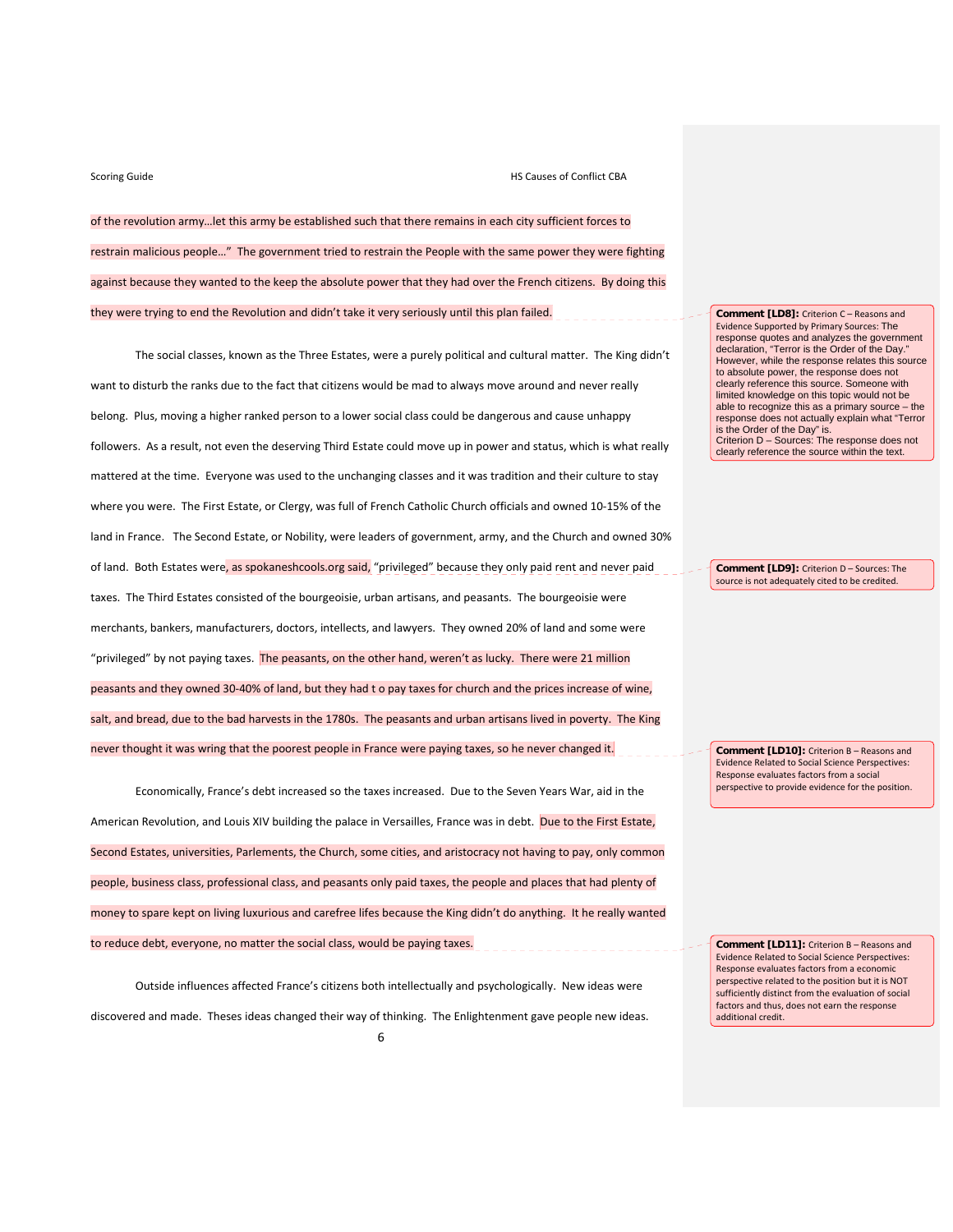of the revolution army…let this army be established such that there remains in each city sufficient forces to restrain malicious people…" The government tried to restrain the People with the same power they were fighting against because they wanted to the keep the absolute power that they had over the French citizens. By doing this they were trying to end the Revolution and didn't take it very seriously until this plan failed.

> **Comment [LD8]:** Criterion C – Reasons and Evidence Supported by Primary Sources: The response quotes and analyzes the government declaration, "Terror is the Order of the Day." However, while the response relates this source to absolute power, the response does not clearly reference this source. Someone with limited knowledge on this topic would not be able to recognize this as a primary source – the response does not actually explain what "Terror is the Order of the Day" is.
> Criterion D – Sources: The response does not clearly reference the source within the text.

The social classes, known as the Three Estates, were a purely political and cultural matter. The King didn't want to disturb the ranks due to the fact that citizens would be mad to always move around and never really belong. Plus, moving a higher ranked person to a lower social class could be dangerous and cause unhappy followers. As a result, not even the deserving Third Estate could move up in power and status, which is what really mattered at the time. Everyone was used to the unchanging classes and it was tradition and their culture to stay where you were. The First Estate, or Clergy, was full of French Catholic Church officials and owned 10-15% of the land in France. The Second Estate, or Nobility, were leaders of government, army, and the Church and owned 30% of land. Both Estates were, as spokaneshcools.org said, "privileged" because they only paid rent and never paid taxes. The Third Estates consisted of the bourgeoisie, urban artisans, and peasants. The bourgeoisie were merchants, bankers, manufacturers, doctors, intellects, and lawyers. They owned 20% of land and some were "privileged" by not paying taxes. The peasants, on the other hand, weren't as lucky. There were 21 million peasants and they owned 30-40% of land, but they had t o pay taxes for church and the prices increase of wine, salt, and bread, due to the bad harvests in the 1780s. The peasants and urban artisans lived in poverty. The King never thought it was wring that the poorest people in France were paying taxes, so he never changed it.

> **Comment [LD9]:** Criterion D – Sources: The source is not adequately cited to be credited.

> **Comment [LD10]:** Criterion B – Reasons and Evidence Related to Social Science Perspectives: Response evaluates factors from a social perspective to provide evidence for the position.

Economically, France's debt increased so the taxes increased. Due to the Seven Years War, aid in the American Revolution, and Louis XIV building the palace in Versailles, France was in debt. Due to the First Estate, Second Estates, universities, Parlements, the Church, some cities, and aristocracy not having to pay, only common people, business class, professional class, and peasants only paid taxes, the people and places that had plenty of money to spare kept on living luxurious and carefree lifes because the King didn't do anything. It he really wanted to reduce debt, everyone, no matter the social class, would be paying taxes.

> **Comment [LD11]:** Criterion B – Reasons and Evidence Related to Social Science Perspectives: Response evaluates factors from a economic perspective related to the position but it is NOT sufficiently distinct from the evaluation of social factors and thus, does not earn the response additional credit.

Outside influences affected France's citizens both intellectually and psychologically. New ideas were discovered and made. Theses ideas changed their way of thinking. The Enlightenment gave people new ideas.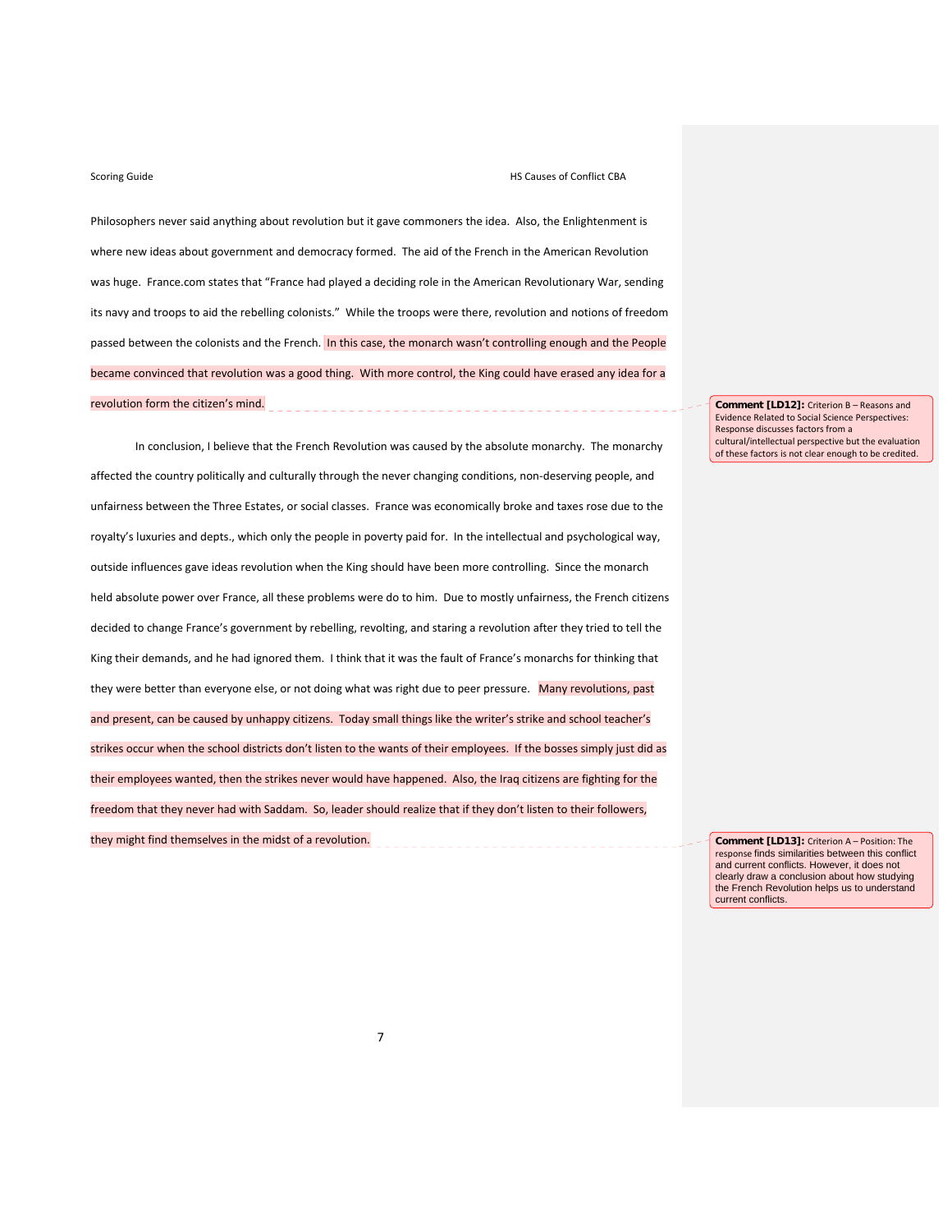Philosophers never said anything about revolution but it gave commoners the idea. Also, the Enlightenment is where new ideas about government and democracy formed. The aid of the French in the American Revolution was huge. France.com states that "France had played a deciding role in the American Revolutionary War, sending its navy and troops to aid the rebelling colonists." While the troops were there, revolution and notions of freedom passed between the colonists and the French. In this case, the monarch wasn't controlling enough and the People became convinced that revolution was a good thing. With more control, the King could have erased any idea for a revolution form the citizen's mind.

> **Comment [LD12]:** Criterion B – Reasons and Evidence Related to Social Science Perspectives: Response discusses factors from a cultural/intellectual perspective but the evaluation of these factors is not clear enough to be credited.

In conclusion, I believe that the French Revolution was caused by the absolute monarchy. The monarchy affected the country politically and culturally through the never changing conditions, non-deserving people, and unfairness between the Three Estates, or social classes. France was economically broke and taxes rose due to the royalty's luxuries and depts., which only the people in poverty paid for. In the intellectual and psychological way, outside influences gave ideas revolution when the King should have been more controlling. Since the monarch held absolute power over France, all these problems were do to him. Due to mostly unfairness, the French citizens decided to change France's government by rebelling, revolting, and staring a revolution after they tried to tell the King their demands, and he had ignored them. I think that it was the fault of France's monarchs for thinking that they were better than everyone else, or not doing what was right due to peer pressure. Many revolutions, past and present, can be caused by unhappy citizens. Today small things like the writer's strike and school teacher's strikes occur when the school districts don't listen to the wants of their employees. If the bosses simply just did as their employees wanted, then the strikes never would have happened. Also, the Iraq citizens are fighting for the freedom that they never had with Saddam. So, leader should realize that if they don't listen to their followers, they might find themselves in the midst of a revolution.

> **Comment [LD13]:** Criterion A – Position: The response finds similarities between this conflict and current conflicts. However, it does not clearly draw a conclusion about how studying the French Revolution helps us to understand current conflicts.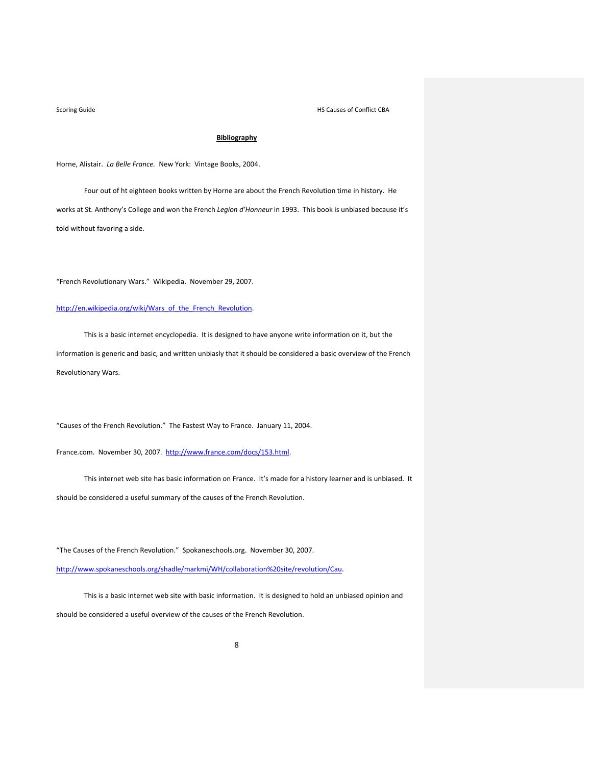**Bibliography**

Horne, Alistair. *La Belle France.* New York: Vintage Books, 2004.

Four out of ht eighteen books written by Horne are about the French Revolution time in history. He works at St. Anthony's College and won the French *Legion d'Honneur* in 1993. This book is unbiased because it's told without favoring a side.

"French Revolutionary Wars." Wikipedia. November 29, 2007.

http://en.wikipedia.org/wiki/Wars_of_the_French_Revolution.

This is a basic internet encyclopedia. It is designed to have anyone write information on it, but the information is generic and basic, and written unbiasly that it should be considered a basic overview of the French Revolutionary Wars.

"Causes of the French Revolution." The Fastest Way to France. January 11, 2004.

France.com. November 30, 2007. http://www.france.com/docs/153.html.

This internet web site has basic information on France. It's made for a history learner and is unbiased. It should be considered a useful summary of the causes of the French Revolution.

"The Causes of the French Revolution." Spokaneschools.org. November 30, 2007.

http://www.spokaneschools.org/shadle/markmi/WH/collaboration%20site/revolution/Cau.

This is a basic internet web site with basic information. It is designed to hold an unbiased opinion and should be considered a useful overview of the causes of the French Revolution.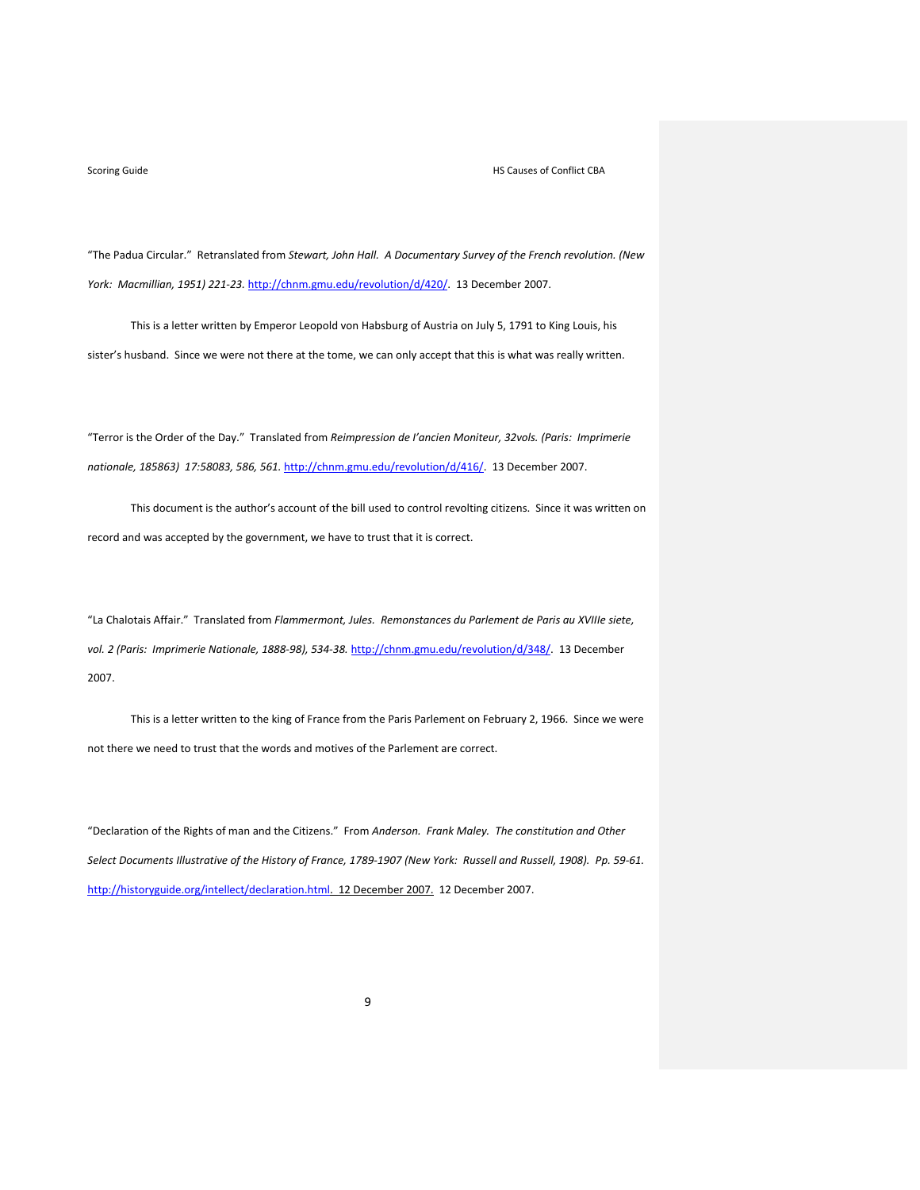"The Padua Circular." Retranslated from *Stewart, John Hall. A Documentary Survey of the French revolution. (New York: Macmillian, 1951) 221-23.* http://chnm.gmu.edu/revolution/d/420/. 13 December 2007.

This is a letter written by Emperor Leopold von Habsburg of Austria on July 5, 1791 to King Louis, his sister's husband. Since we were not there at the tome, we can only accept that this is what was really written.

"Terror is the Order of the Day." Translated from *Reimpression de l'ancien Moniteur, 32vols. (Paris: Imprimerie nationale, 185863) 17:58083, 586, 561.* http://chnm.gmu.edu/revolution/d/416/. 13 December 2007.

This document is the author's account of the bill used to control revolting citizens. Since it was written on record and was accepted by the government, we have to trust that it is correct.

"La Chalotais Affair." Translated from *Flammermont, Jules. Remonstances du Parlement de Paris au XVIIIe siete, vol. 2 (Paris: Imprimerie Nationale, 1888-98), 534-38.* http://chnm.gmu.edu/revolution/d/348/. 13 December 2007.

This is a letter written to the king of France from the Paris Parlement on February 2, 1966. Since we were not there we need to trust that the words and motives of the Parlement are correct.

"Declaration of the Rights of man and the Citizens." From *Anderson. Frank Maley. The constitution and Other Select Documents Illustrative of the History of France, 1789-1907 (New York: Russell and Russell, 1908). Pp. 59-61.* http://historyguide.org/intellect/declaration.html. 12 December 2007. 12 December 2007.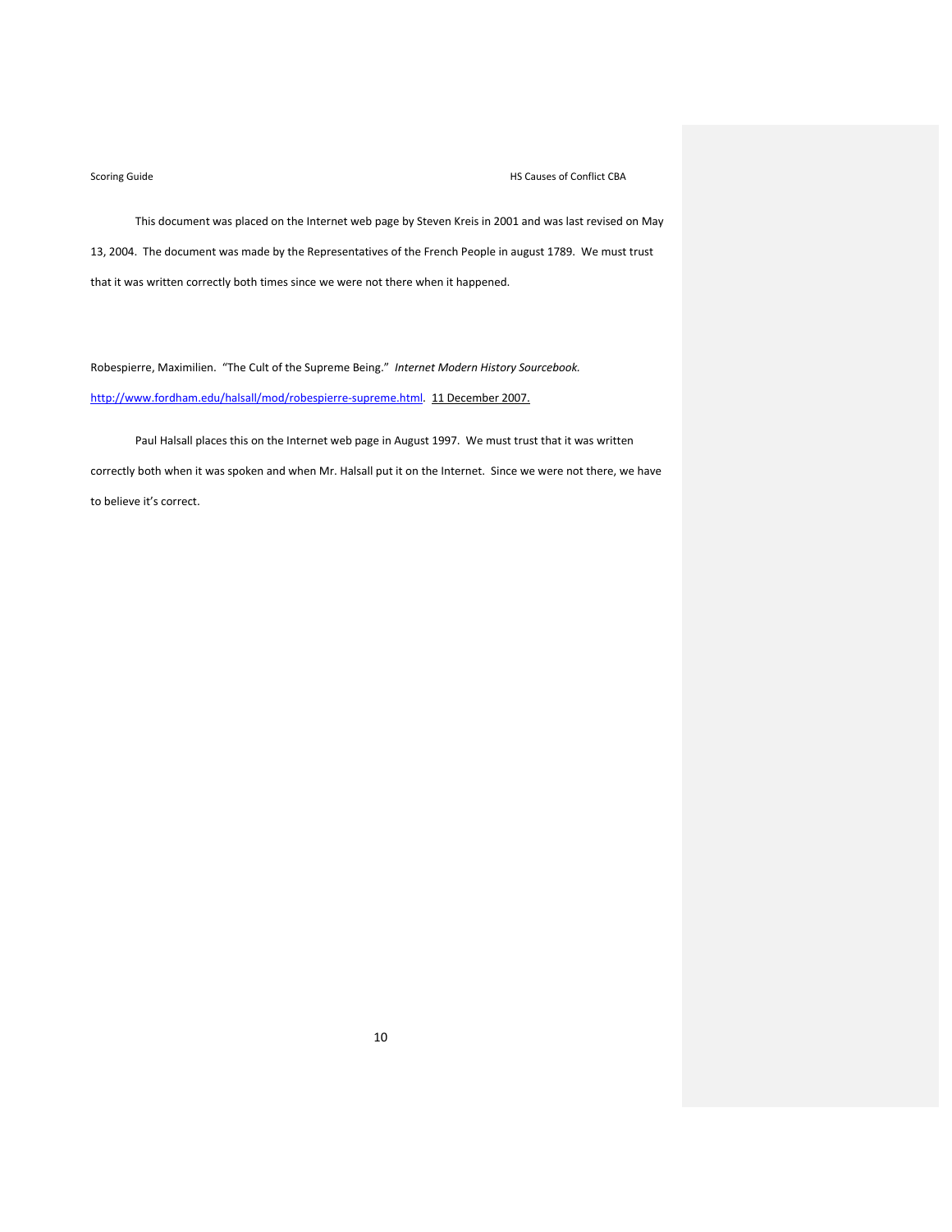This document was placed on the Internet web page by Steven Kreis in 2001 and was last revised on May 13, 2004. The document was made by the Representatives of the French People in august 1789. We must trust that it was written correctly both times since we were not there when it happened.

Robespierre, Maximilien. "The Cult of the Supreme Being." *Internet Modern History Sourcebook.* http://www.fordham.edu/halsall/mod/robespierre-supreme.html. 11 December 2007.

Paul Halsall places this on the Internet web page in August 1997. We must trust that it was written correctly both when it was spoken and when Mr. Halsall put it on the Internet. Since we were not there, we have to believe it's correct.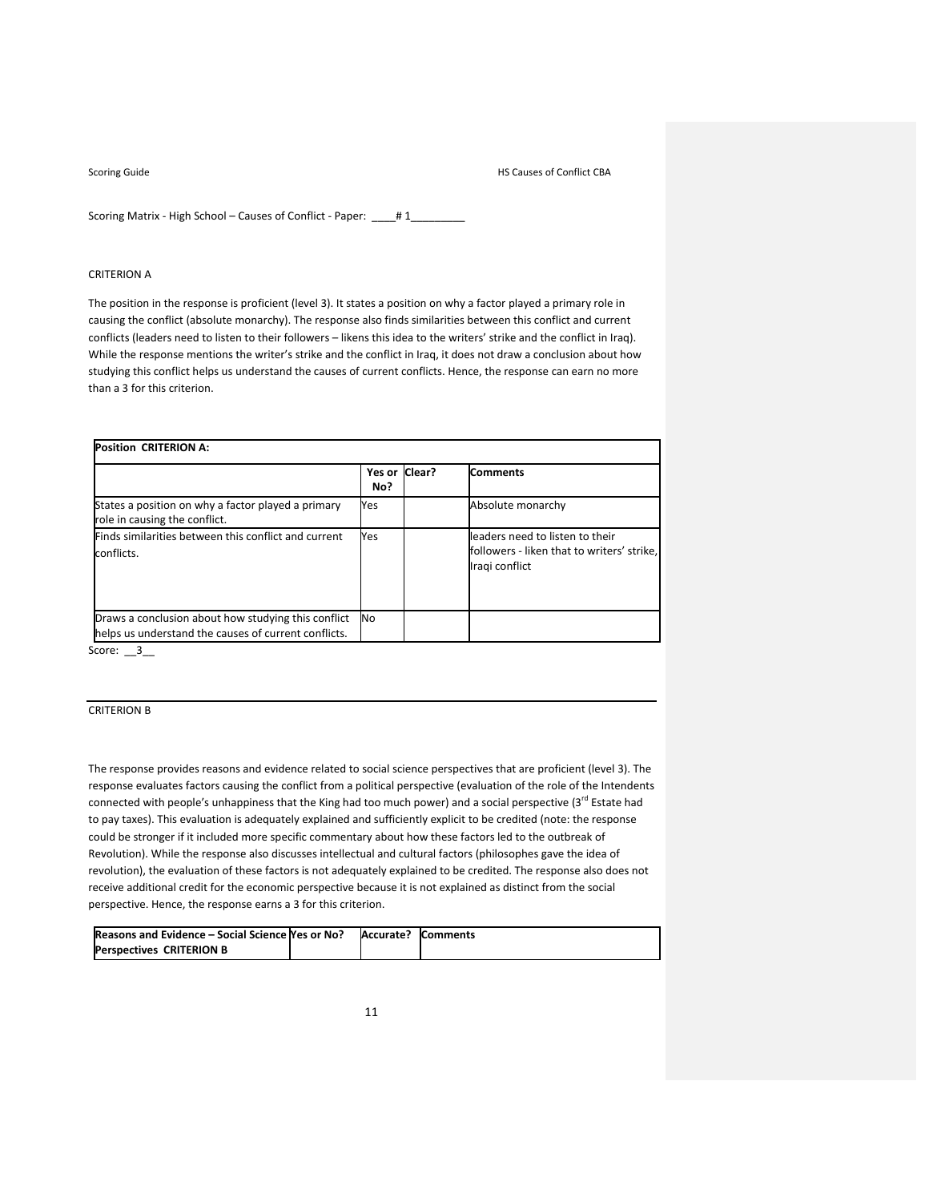Scoring Matrix - High School – Causes of Conflict - Paper: ____# 1_________

CRITERION A

The position in the response is proficient (level 3). It states a position on why a factor played a primary role in causing the conflict (absolute monarchy). The response also finds similarities between this conflict and current conflicts (leaders need to listen to their followers – likens this idea to the writers' strike and the conflict in Iraq). While the response mentions the writer's strike and the conflict in Iraq, it does not draw a conclusion about how studying this conflict helps us understand the causes of current conflicts. Hence, the response can earn no more than a 3 for this criterion.

| **Position CRITERION A:** | | | |
|---|---|---|---|
| | **Yes or No?** | **Clear?** | **Comments** |
| States a position on why a factor played a primary role in causing the conflict. | Yes | | Absolute monarchy |
| Finds similarities between this conflict and current conflicts. | Yes | | leaders need to listen to their followers - liken that to writers' strike, Iraqi conflict |
| Draws a conclusion about how studying this conflict helps us understand the causes of current conflicts. | No | | |

Score: __3__

---

CRITERION B

The response provides reasons and evidence related to social science perspectives that are proficient (level 3). The response evaluates factors causing the conflict from a political perspective (evaluation of the role of the Intendents connected with people's unhappiness that the King had too much power) and a social perspective (3rd Estate had to pay taxes). This evaluation is adequately explained and sufficiently explicit to be credited (note: the response could be stronger if it included more specific commentary about how these factors led to the outbreak of Revolution). While the response also discusses intellectual and cultural factors (philosophes gave the idea of revolution), the evaluation of these factors is not adequately explained to be credited. The response also does not receive additional credit for the economic perspective because it is not explained as distinct from the social perspective. Hence, the response earns a 3 for this criterion.

| **Reasons and Evidence – Social Science Perspectives CRITERION B** | **Yes or No?** | **Accurate?** | **Comments** |
|---|---|---|---|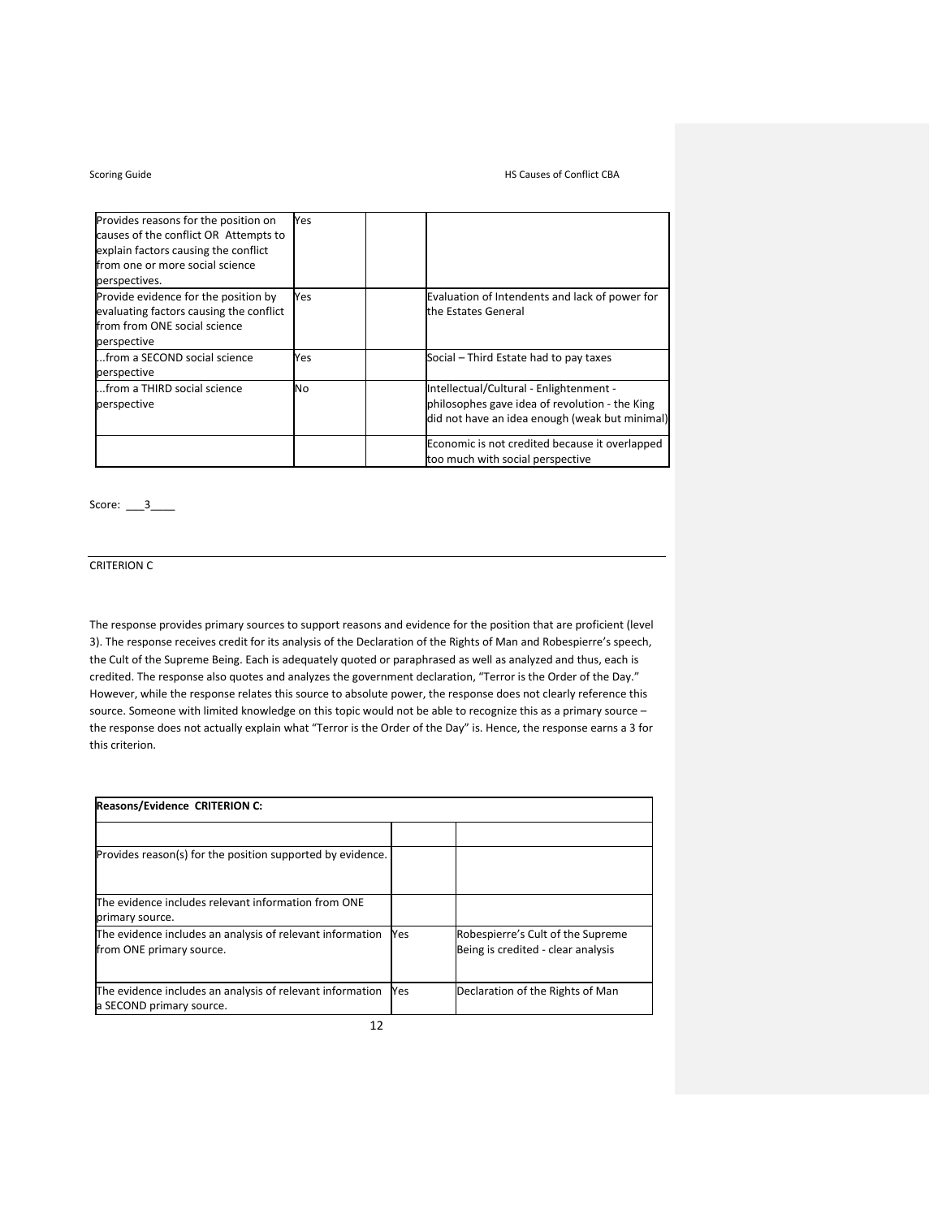| | | | |
|---|---|---|---|
| Provides reasons for the position on causes of the conflict OR Attempts to explain factors causing the conflict from one or more social science perspectives. | Yes | | |
| Provide evidence for the position by evaluating factors causing the conflict from from ONE social science perspective | Yes | | Evaluation of Intendents and lack of power for the Estates General |
| ...from a SECOND social science perspective | Yes | | Social – Third Estate had to pay taxes |
| ...from a THIRD social science perspective | No | | Intellectual/Cultural - Enlightenment - philosophes gave idea of revolution - the King did not have an idea enough (weak but minimal) |
| | | | Economic is not credited because it overlapped too much with social perspective |

Score: ___3____

CRITERION C

The response provides primary sources to support reasons and evidence for the position that are proficient (level 3). The response receives credit for its analysis of the Declaration of the Rights of Man and Robespierre's speech, the Cult of the Supreme Being. Each is adequately quoted or paraphrased as well as analyzed and thus, each is credited. The response also quotes and analyzes the government declaration, "Terror is the Order of the Day." However, while the response relates this source to absolute power, the response does not clearly reference this source. Someone with limited knowledge on this topic would not be able to recognize this as a primary source – the response does not actually explain what "Terror is the Order of the Day" is. Hence, the response earns a 3 for this criterion.

| **Reasons/Evidence CRITERION C:** | | |
|---|---|---|
| | | |
| Provides reason(s) for the position supported by evidence. | | |
| The evidence includes relevant information from ONE primary source. | | |
| The evidence includes an analysis of relevant information from ONE primary source. | Yes | Robespierre's Cult of the Supreme Being is credited - clear analysis |
| The evidence includes an analysis of relevant information a SECOND primary source. | Yes | Declaration of the Rights of Man |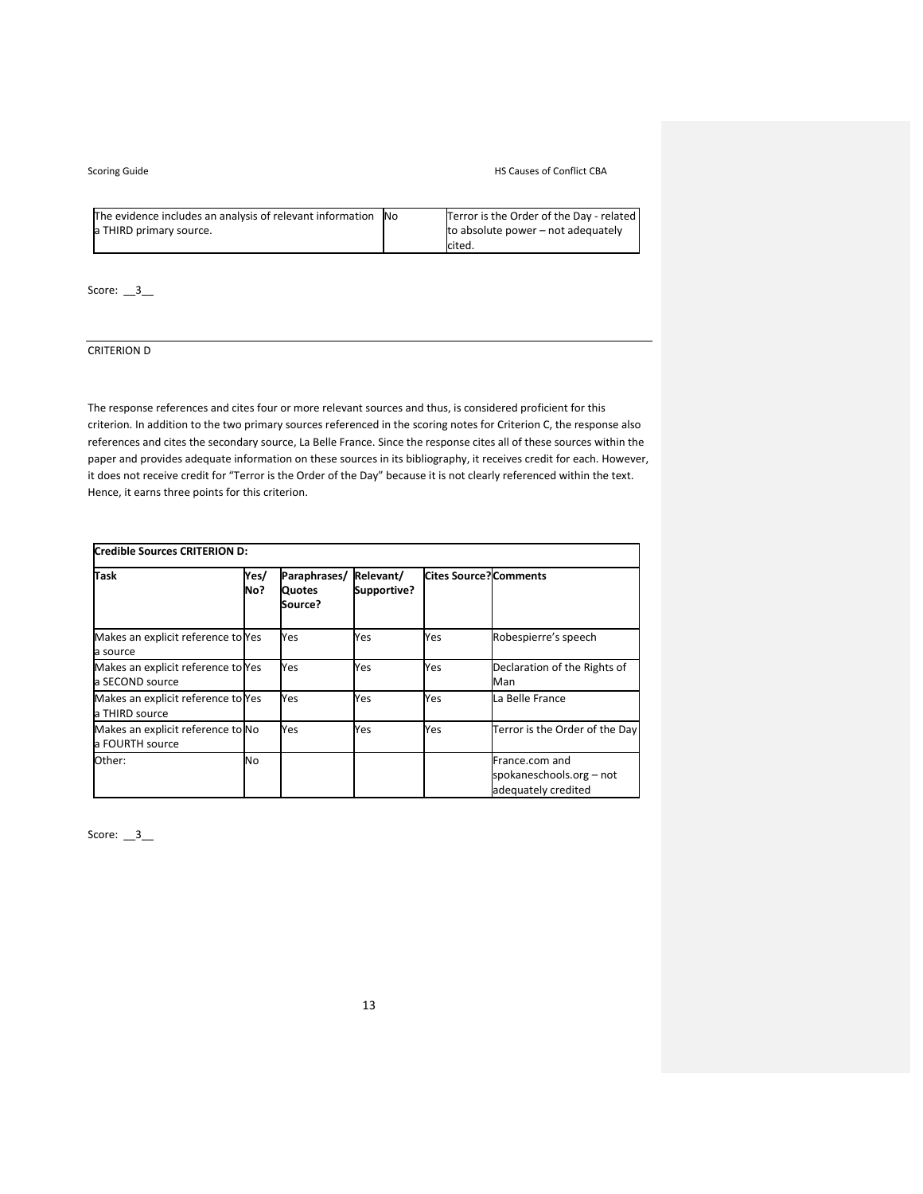| The evidence includes an analysis of relevant information a THIRD primary source. | No | Terror is the Order of the Day - related to absolute power – not adequately cited. |
|---|---|---|

Score: __3__

---

CRITERION D

The response references and cites four or more relevant sources and thus, is considered proficient for this criterion. In addition to the two primary sources referenced in the scoring notes for Criterion C, the response also references and cites the secondary source, La Belle France. Since the response cites all of these sources within the paper and provides adequate information on these sources in its bibliography, it receives credit for each. However, it does not receive credit for "Terror is the Order of the Day" because it is not clearly referenced within the text. Hence, it earns three points for this criterion.

**Credible Sources CRITERION D:**

| Task | Yes/ No? | Paraphrases/ Quotes Source? | Relevant/ Supportive? | Cites Source? | Comments |
|---|---|---|---|---|---|
| Makes an explicit reference to a source | Yes | Yes | Yes | Yes | Robespierre's speech |
| Makes an explicit reference to a SECOND source | Yes | Yes | Yes | Yes | Declaration of the Rights of Man |
| Makes an explicit reference to a THIRD source | Yes | Yes | Yes | Yes | La Belle France |
| Makes an explicit reference to a FOURTH source | No | Yes | Yes | Yes | Terror is the Order of the Day |
| Other: | No | | | | France.com and spokaneschools.org – not adequately credited |

Score: __3__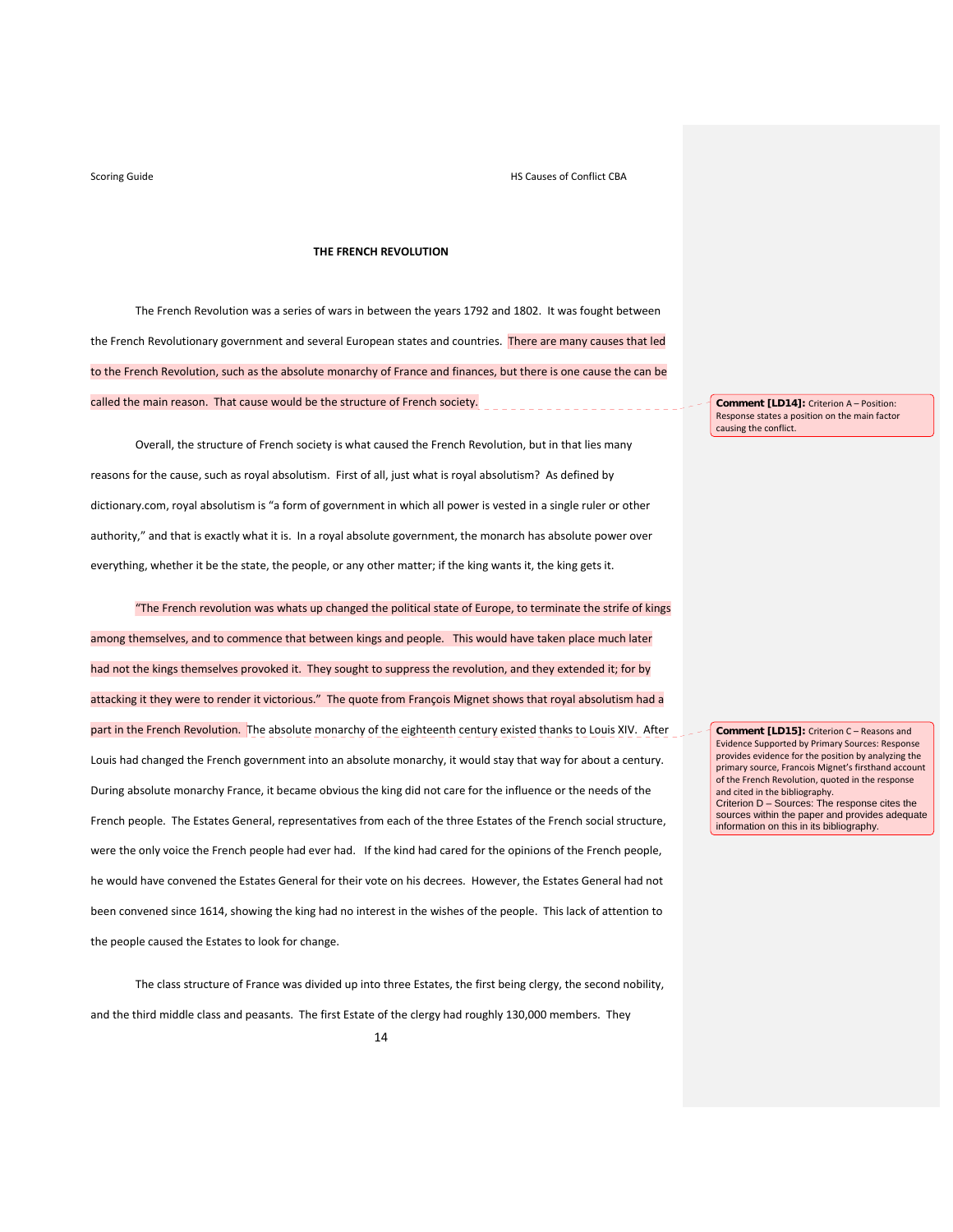**THE FRENCH REVOLUTION**

The French Revolution was a series of wars in between the years 1792 and 1802. It was fought between the French Revolutionary government and several European states and countries. There are many causes that led to the French Revolution, such as the absolute monarchy of France and finances, but there is one cause the can be called the main reason. That cause would be the structure of French society.

> **Comment [LD14]:** Criterion A – Position: Response states a position on the main factor causing the conflict.

Overall, the structure of French society is what caused the French Revolution, but in that lies many reasons for the cause, such as royal absolutism. First of all, just what is royal absolutism? As defined by dictionary.com, royal absolutism is "a form of government in which all power is vested in a single ruler or other authority," and that is exactly what it is. In a royal absolute government, the monarch has absolute power over everything, whether it be the state, the people, or any other matter; if the king wants it, the king gets it.

"The French revolution was whats up changed the political state of Europe, to terminate the strife of kings among themselves, and to commence that between kings and people. This would have taken place much later had not the kings themselves provoked it. They sought to suppress the revolution, and they extended it; for by attacking it they were to render it victorious." The quote from François Mignet shows that royal absolutism had a part in the French Revolution. The absolute monarchy of the eighteenth century existed thanks to Louis XIV. After Louis had changed the French government into an absolute monarchy, it would stay that way for about a century. During absolute monarchy France, it became obvious the king did not care for the influence or the needs of the French people. The Estates General, representatives from each of the three Estates of the French social structure, were the only voice the French people had ever had. If the kind had cared for the opinions of the French people, he would have convened the Estates General for their vote on his decrees. However, the Estates General had not been convened since 1614, showing the king had no interest in the wishes of the people. This lack of attention to the people caused the Estates to look for change.

> **Comment [LD15]:** Criterion C – Reasons and Evidence Supported by Primary Sources: Response provides evidence for the position by analyzing the primary source, Francois Mignet's firsthand account of the French Revolution, quoted in the response and cited in the bibliography.
> Criterion D – Sources: The response cites the sources within the paper and provides adequate information on this in its bibliography.

The class structure of France was divided up into three Estates, the first being clergy, the second nobility, and the third middle class and peasants. The first Estate of the clergy had roughly 130,000 members. They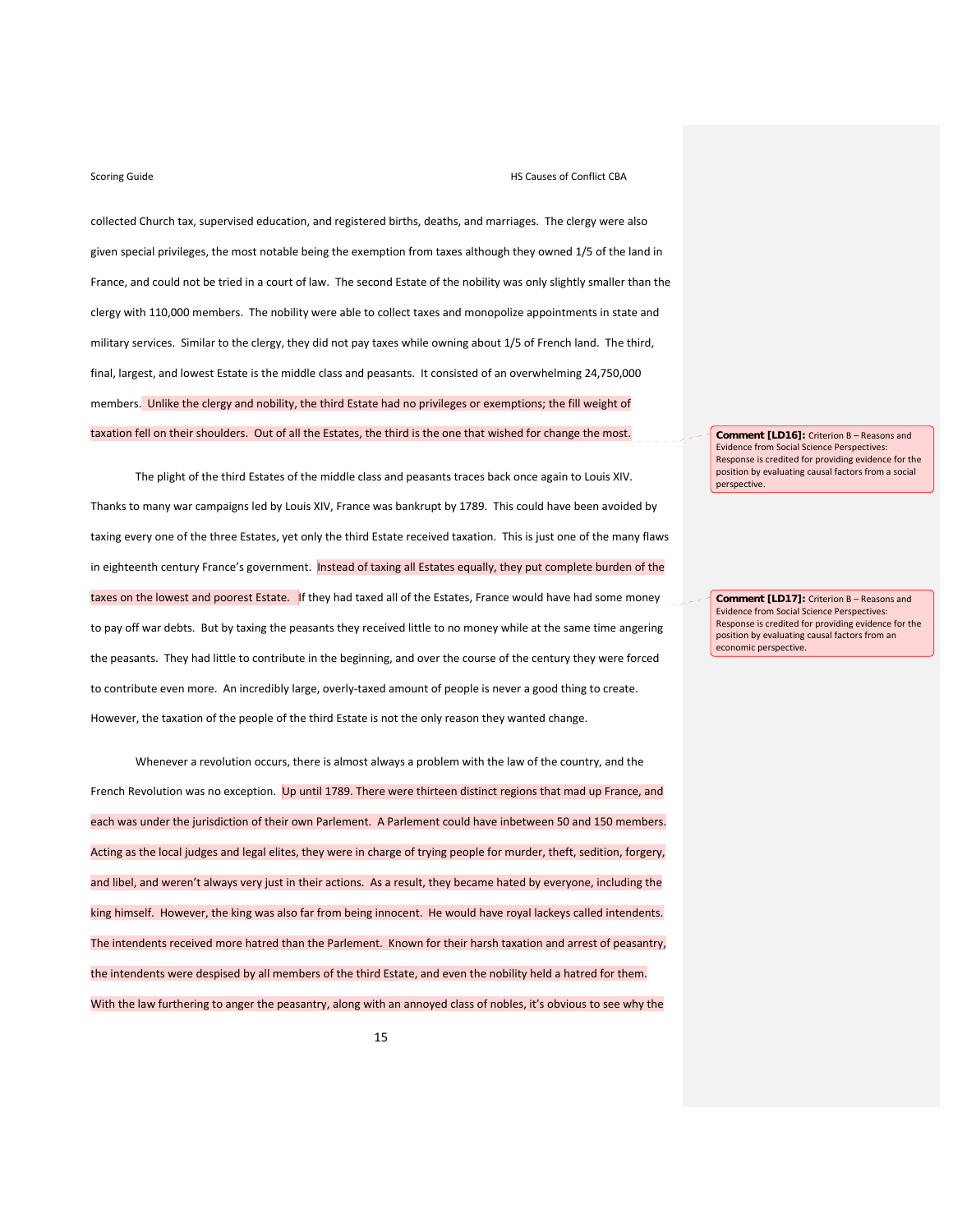collected Church tax, supervised education, and registered births, deaths, and marriages. The clergy were also given special privileges, the most notable being the exemption from taxes although they owned 1/5 of the land in France, and could not be tried in a court of law. The second Estate of the nobility was only slightly smaller than the clergy with 110,000 members. The nobility were able to collect taxes and monopolize appointments in state and military services. Similar to the clergy, they did not pay taxes while owning about 1/5 of French land. The third, final, largest, and lowest Estate is the middle class and peasants. It consisted of an overwhelming 24,750,000 members. Unlike the clergy and nobility, the third Estate had no privileges or exemptions; the fill weight of taxation fell on their shoulders. Out of all the Estates, the third is the one that wished for change the most.

> **Comment [LD16]:** Criterion B – Reasons and Evidence from Social Science Perspectives: Response is credited for providing evidence for the position by evaluating causal factors from a social perspective.

The plight of the third Estates of the middle class and peasants traces back once again to Louis XIV. Thanks to many war campaigns led by Louis XIV, France was bankrupt by 1789. This could have been avoided by taxing every one of the three Estates, yet only the third Estate received taxation. This is just one of the many flaws in eighteenth century France's government. Instead of taxing all Estates equally, they put complete burden of the taxes on the lowest and poorest Estate. If they had taxed all of the Estates, France would have had some money to pay off war debts. But by taxing the peasants they received little to no money while at the same time angering the peasants. They had little to contribute in the beginning, and over the course of the century they were forced to contribute even more. An incredibly large, overly-taxed amount of people is never a good thing to create. However, the taxation of the people of the third Estate is not the only reason they wanted change.

> **Comment [LD17]:** Criterion B – Reasons and Evidence from Social Science Perspectives: Response is credited for providing evidence for the position by evaluating causal factors from an economic perspective.

Whenever a revolution occurs, there is almost always a problem with the law of the country, and the French Revolution was no exception. Up until 1789. There were thirteen distinct regions that mad up France, and each was under the jurisdiction of their own Parlement. A Parlement could have inbetween 50 and 150 members. Acting as the local judges and legal elites, they were in charge of trying people for murder, theft, sedition, forgery, and libel, and weren't always very just in their actions. As a result, they became hated by everyone, including the king himself. However, the king was also far from being innocent. He would have royal lackeys called intendents. The intendents received more hatred than the Parlement. Known for their harsh taxation and arrest of peasantry, the intendents were despised by all members of the third Estate, and even the nobility held a hatred for them. With the law furthering to anger the peasantry, along with an annoyed class of nobles, it's obvious to see why the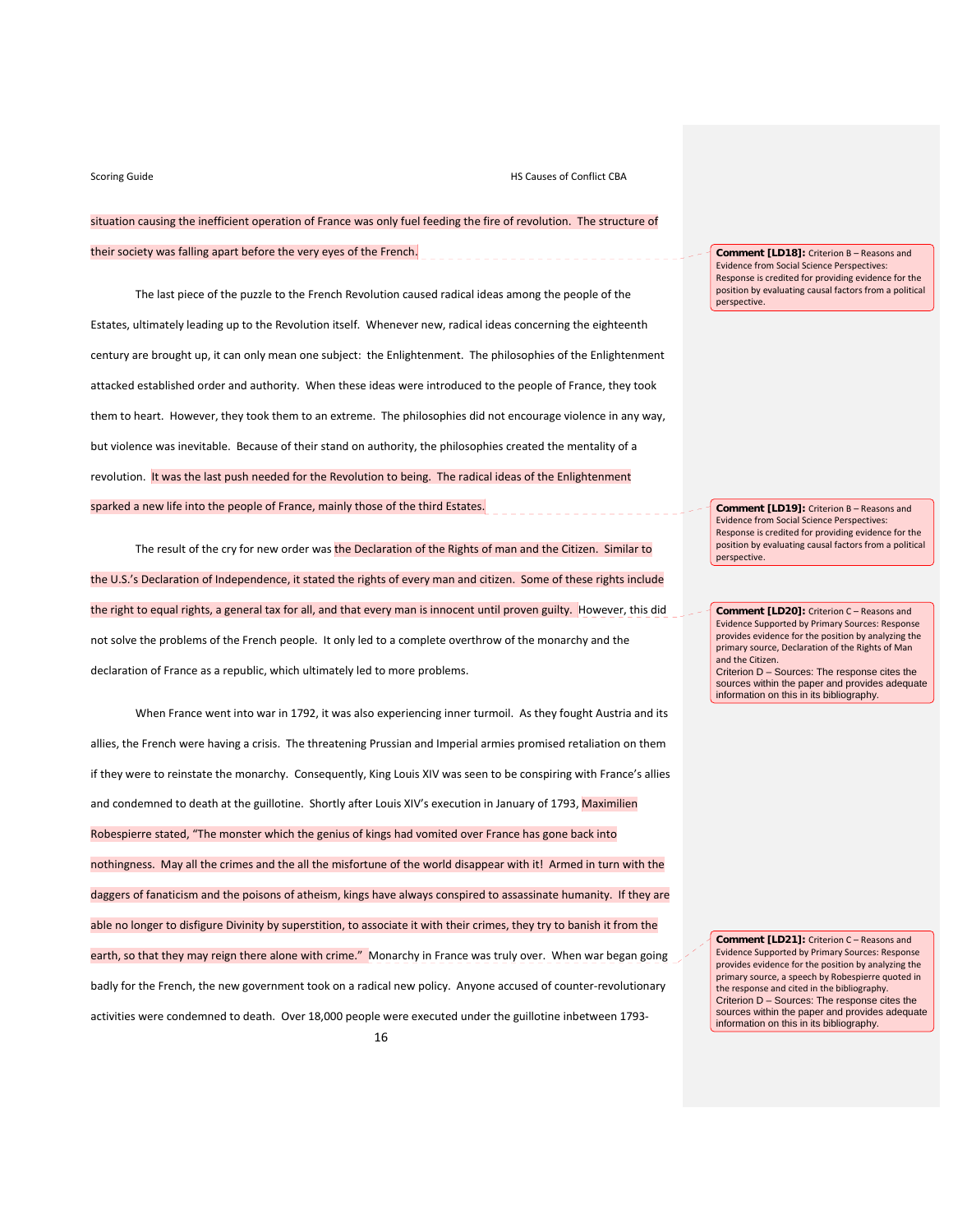situation causing the inefficient operation of France was only fuel feeding the fire of revolution. The structure of their society was falling apart before the very eyes of the French.

> **Comment [LD18]:** Criterion B – Reasons and Evidence from Social Science Perspectives: Response is credited for providing evidence for the position by evaluating causal factors from a political perspective.

The last piece of the puzzle to the French Revolution caused radical ideas among the people of the Estates, ultimately leading up to the Revolution itself. Whenever new, radical ideas concerning the eighteenth century are brought up, it can only mean one subject: the Enlightenment. The philosophies of the Enlightenment attacked established order and authority. When these ideas were introduced to the people of France, they took them to heart. However, they took them to an extreme. The philosophies did not encourage violence in any way, but violence was inevitable. Because of their stand on authority, the philosophies created the mentality of a revolution. It was the last push needed for the Revolution to being. The radical ideas of the Enlightenment sparked a new life into the people of France, mainly those of the third Estates.

> **Comment [LD19]:** Criterion B – Reasons and Evidence from Social Science Perspectives: Response is credited for providing evidence for the position by evaluating causal factors from a political perspective.

The result of the cry for new order was the Declaration of the Rights of man and the Citizen. Similar to the U.S.'s Declaration of Independence, it stated the rights of every man and citizen. Some of these rights include the right to equal rights, a general tax for all, and that every man is innocent until proven guilty. However, this did not solve the problems of the French people. It only led to a complete overthrow of the monarchy and the declaration of France as a republic, which ultimately led to more problems.

> **Comment [LD20]:** Criterion C – Reasons and Evidence Supported by Primary Sources: Response provides evidence for the position by analyzing the primary source, Declaration of the Rights of Man and the Citizen.
> Criterion D – Sources: The response cites the sources within the paper and provides adequate information on this in its bibliography.

When France went into war in 1792, it was also experiencing inner turmoil. As they fought Austria and its allies, the French were having a crisis. The threatening Prussian and Imperial armies promised retaliation on them if they were to reinstate the monarchy. Consequently, King Louis XIV was seen to be conspiring with France's allies and condemned to death at the guillotine. Shortly after Louis XIV's execution in January of 1793, Maximilien Robespierre stated, "The monster which the genius of kings had vomited over France has gone back into nothingness. May all the crimes and the all the misfortune of the world disappear with it! Armed in turn with the daggers of fanaticism and the poisons of atheism, kings have always conspired to assassinate humanity. If they are able no longer to disfigure Divinity by superstition, to associate it with their crimes, they try to banish it from the earth, so that they may reign there alone with crime." Monarchy in France was truly over. When war began going badly for the French, the new government took on a radical new policy. Anyone accused of counter-revolutionary activities were condemned to death. Over 18,000 people were executed under the guillotine inbetween 1793-

> **Comment [LD21]:** Criterion C – Reasons and Evidence Supported by Primary Sources: Response provides evidence for the position by analyzing the primary source, a speech by Robespierre quoted in the response and cited in the bibliography.
> Criterion D – Sources: The response cites the sources within the paper and provides adequate information on this in its bibliography.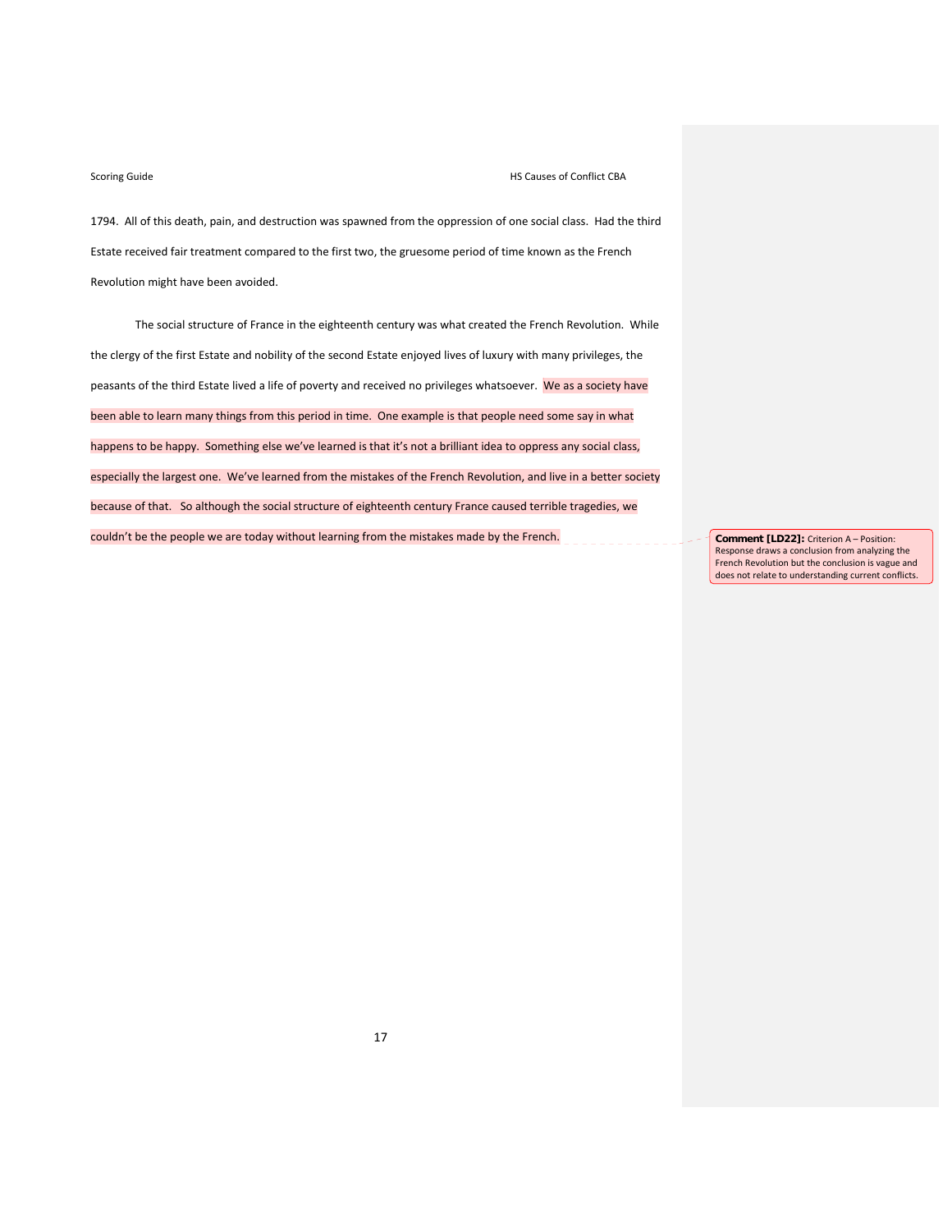1794. All of this death, pain, and destruction was spawned from the oppression of one social class. Had the third Estate received fair treatment compared to the first two, the gruesome period of time known as the French Revolution might have been avoided.

The social structure of France in the eighteenth century was what created the French Revolution. While the clergy of the first Estate and nobility of the second Estate enjoyed lives of luxury with many privileges, the peasants of the third Estate lived a life of poverty and received no privileges whatsoever. We as a society have been able to learn many things from this period in time. One example is that people need some say in what happens to be happy. Something else we've learned is that it's not a brilliant idea to oppress any social class, especially the largest one. We've learned from the mistakes of the French Revolution, and live in a better society because of that. So although the social structure of eighteenth century France caused terrible tragedies, we couldn't be the people we are today without learning from the mistakes made by the French.

> **Comment [LD22]:** Criterion A – Position: Response draws a conclusion from analyzing the French Revolution but the conclusion is vague and does not relate to understanding current conflicts.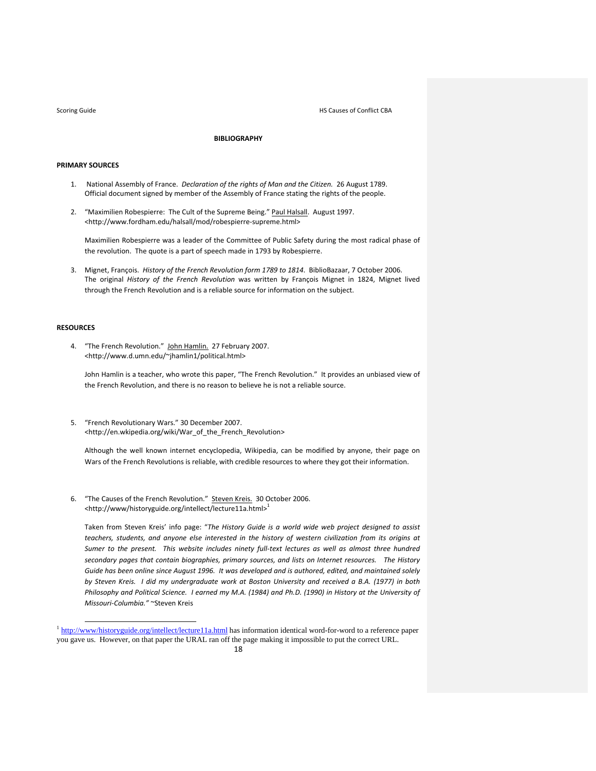## BIBLIOGRAPHY

### PRIMARY SOURCES

1. National Assembly of France. *Declaration of the rights of Man and the Citizen.* 26 August 1789. Official document signed by member of the Assembly of France stating the rights of the people.

2. "Maximilien Robespierre: The Cult of the Supreme Being." Paul Halsall. August 1997. <http://www.fordham.edu/halsall/mod/robespierre-supreme.html>

   Maximilien Robespierre was a leader of the Committee of Public Safety during the most radical phase of the revolution. The quote is a part of speech made in 1793 by Robespierre.

3. Mignet, François. *History of the French Revolution form 1789 to 1814*. BiblioBazaar, 7 October 2006. The original *History of the French Revolution* was written by François Mignet in 1824, Mignet lived through the French Revolution and is a reliable source for information on the subject.

### RESOURCES

4. "The French Revolution." John Hamlin. 27 February 2007. <http://www.d.umn.edu/~jhamlin1/political.html>

   John Hamlin is a teacher, who wrote this paper, "The French Revolution." It provides an unbiased view of the French Revolution, and there is no reason to believe he is not a reliable source.

5. "French Revolutionary Wars." 30 December 2007. <http://en.wkipedia.org/wiki/War_of_the_French_Revolution>

   Although the well known internet encyclopedia, Wikipedia, can be modified by anyone, their page on Wars of the French Revolutions is reliable, with credible resources to where they got their information.

6. "The Causes of the French Revolution." Steven Kreis. 30 October 2006. <http://www/historyguide.org/intellect/lecture11a.html>[1]

   Taken from Steven Kreis' info page: "*The History Guide is a world wide web project designed to assist teachers, students, and anyone else interested in the history of western civilization from its origins at Sumer to the present. This website includes ninety full-text lectures as well as almost three hundred secondary pages that contain biographies, primary sources, and lists on Internet resources. The History Guide has been online since August 1996. It was developed and is authored, edited, and maintained solely by Steven Kreis. I did my undergraduate work at Boston University and received a B.A. (1977) in both Philosophy and Political Science. I earned my M.A. (1984) and Ph.D. (1990) in History at the University of Missouri-Columbia."* ~Steven Kreis

[1] http://www/historyguide.org/intellect/lecture11a.html has information identical word-for-word to a reference paper you gave us. However, on that paper the URAL ran off the page making it impossible to put the correct URL.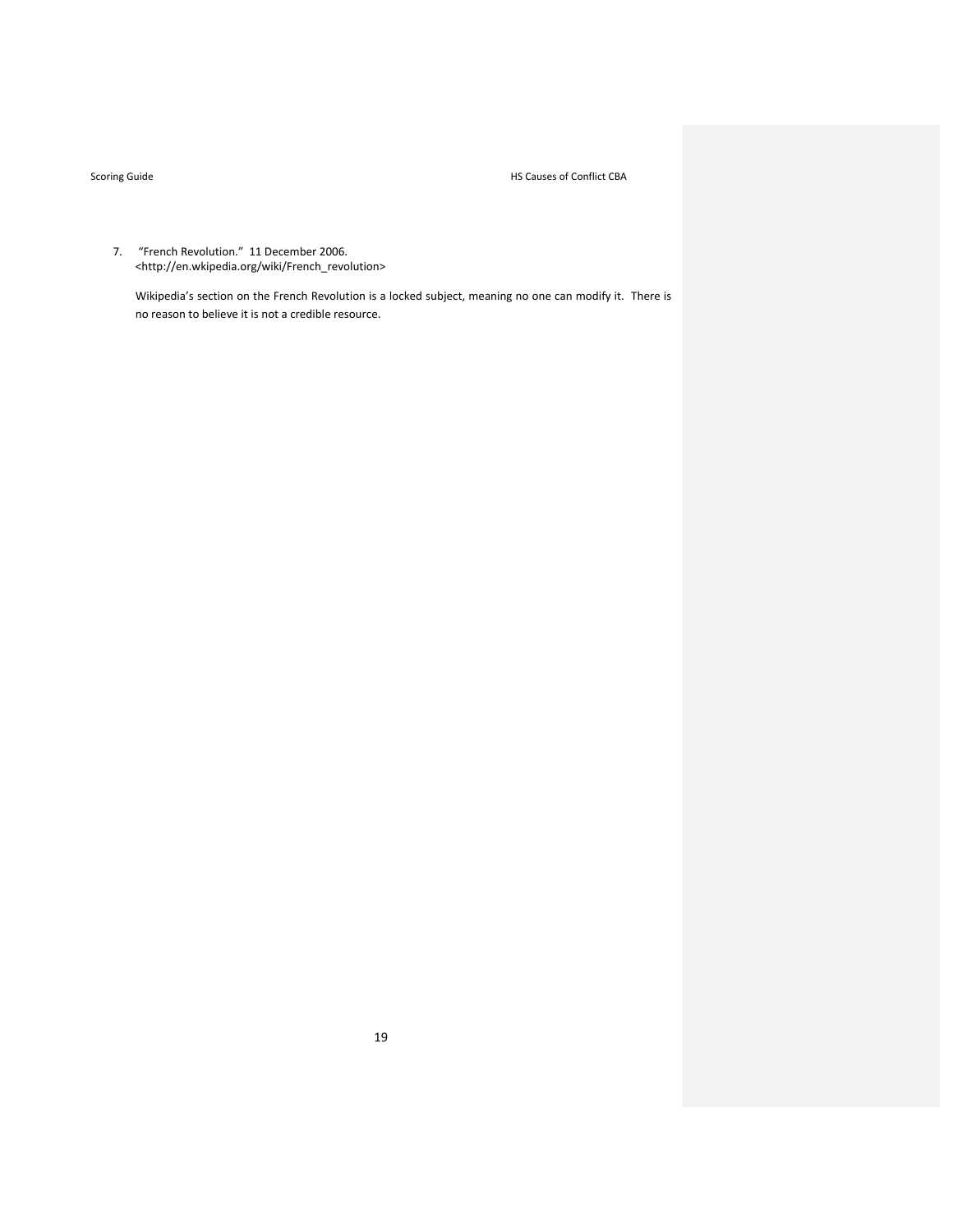7. "French Revolution." 11 December 2006. <http://en.wkipedia.org/wiki/French_revolution>

   Wikipedia's section on the French Revolution is a locked subject, meaning no one can modify it. There is no reason to believe it is not a credible resource.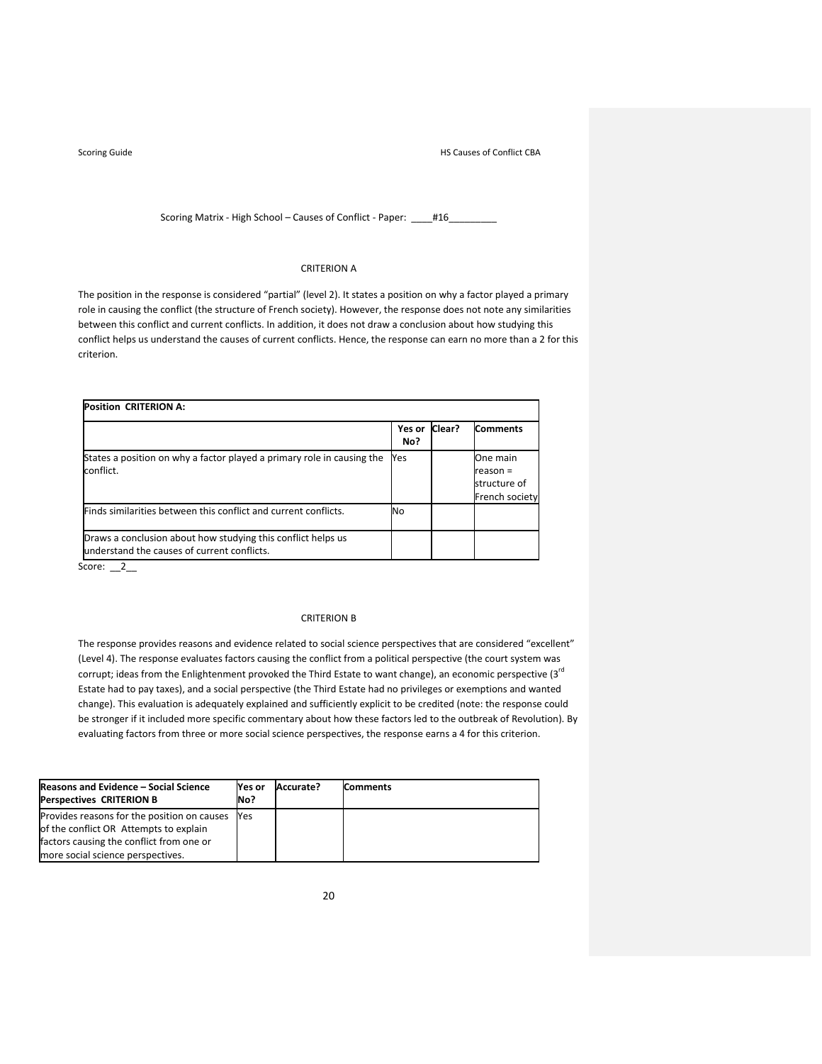Scoring Matrix - High School – Causes of Conflict - Paper: ____#16_________

CRITERION A

The position in the response is considered "partial" (level 2). It states a position on why a factor played a primary role in causing the conflict (the structure of French society). However, the response does not note any similarities between this conflict and current conflicts. In addition, it does not draw a conclusion about how studying this conflict helps us understand the causes of current conflicts. Hence, the response can earn no more than a 2 for this criterion.

| **Position CRITERION A:** | | | |
|---|---|---|---|
| | **Yes or No?** | **Clear?** | **Comments** |
| States a position on why a factor played a primary role in causing the conflict. | Yes | | One main reason = structure of French society |
| Finds similarities between this conflict and current conflicts. | No | | |
| Draws a conclusion about how studying this conflict helps us understand the causes of current conflicts. | | | |

Score: __2__

CRITERION B

The response provides reasons and evidence related to social science perspectives that are considered "excellent" (Level 4). The response evaluates factors causing the conflict from a political perspective (the court system was corrupt; ideas from the Enlightenment provoked the Third Estate to want change), an economic perspective (3rd Estate had to pay taxes), and a social perspective (the Third Estate had no privileges or exemptions and wanted change). This evaluation is adequately explained and sufficiently explicit to be credited (note: the response could be stronger if it included more specific commentary about how these factors led to the outbreak of Revolution). By evaluating factors from three or more social science perspectives, the response earns a 4 for this criterion.

| **Reasons and Evidence – Social Science Perspectives CRITERION B** | **Yes or No?** | **Accurate?** | **Comments** |
|---|---|---|---|
| Provides reasons for the position on causes of the conflict OR Attempts to explain factors causing the conflict from one or more social science perspectives. | Yes | | |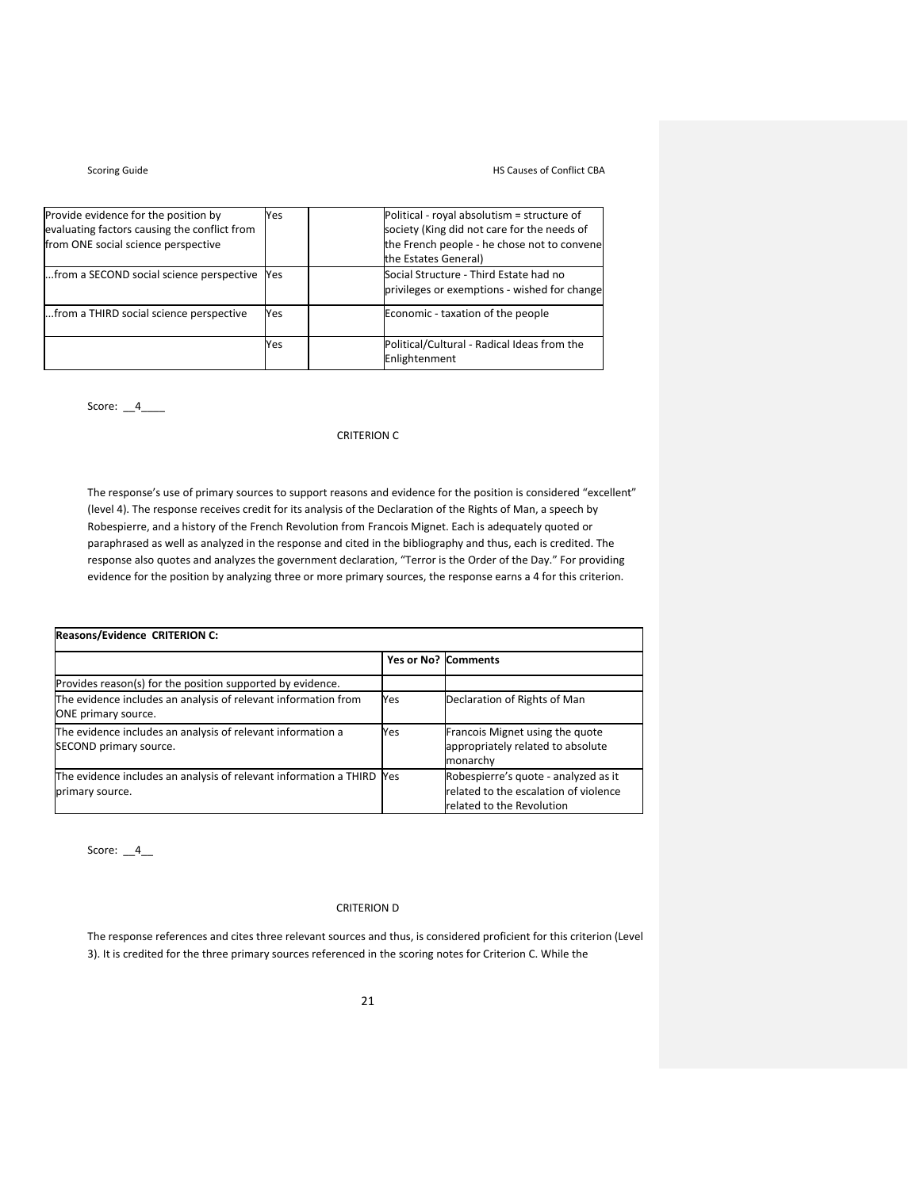| Provide evidence for the position by evaluating factors causing the conflict from from ONE social science perspective | Yes | | Political - royal absolutism = structure of society (King did not care for the needs of the French people - he chose not to convene the Estates General) |
|---|---|---|---|
| ...from a SECOND social science perspective | Yes | | Social Structure - Third Estate had no privileges or exemptions - wished for change |
| ...from a THIRD social science perspective | Yes | | Economic - taxation of the people |
| | Yes | | Political/Cultural - Radical Ideas from the Enlightenment |

Score: __4____

## CRITERION C

The response's use of primary sources to support reasons and evidence for the position is considered "excellent" (level 4). The response receives credit for its analysis of the Declaration of the Rights of Man, a speech by Robespierre, and a history of the French Revolution from Francois Mignet. Each is adequately quoted or paraphrased as well as analyzed in the response and cited in the bibliography and thus, each is credited. The response also quotes and analyzes the government declaration, "Terror is the Order of the Day." For providing evidence for the position by analyzing three or more primary sources, the response earns a 4 for this criterion.

| **Reasons/Evidence CRITERION C:** | | |
|---|---|---|
| | **Yes or No?** | **Comments** |
| Provides reason(s) for the position supported by evidence. | | |
| The evidence includes an analysis of relevant information from ONE primary source. | Yes | Declaration of Rights of Man |
| The evidence includes an analysis of relevant information a SECOND primary source. | Yes | Francois Mignet using the quote appropriately related to absolute monarchy |
| The evidence includes an analysis of relevant information a THIRD primary source. | Yes | Robespierre's quote - analyzed as it related to the escalation of violence related to the Revolution |

Score: __4__

## CRITERION D

The response references and cites three relevant sources and thus, is considered proficient for this criterion (Level 3). It is credited for the three primary sources referenced in the scoring notes for Criterion C. While the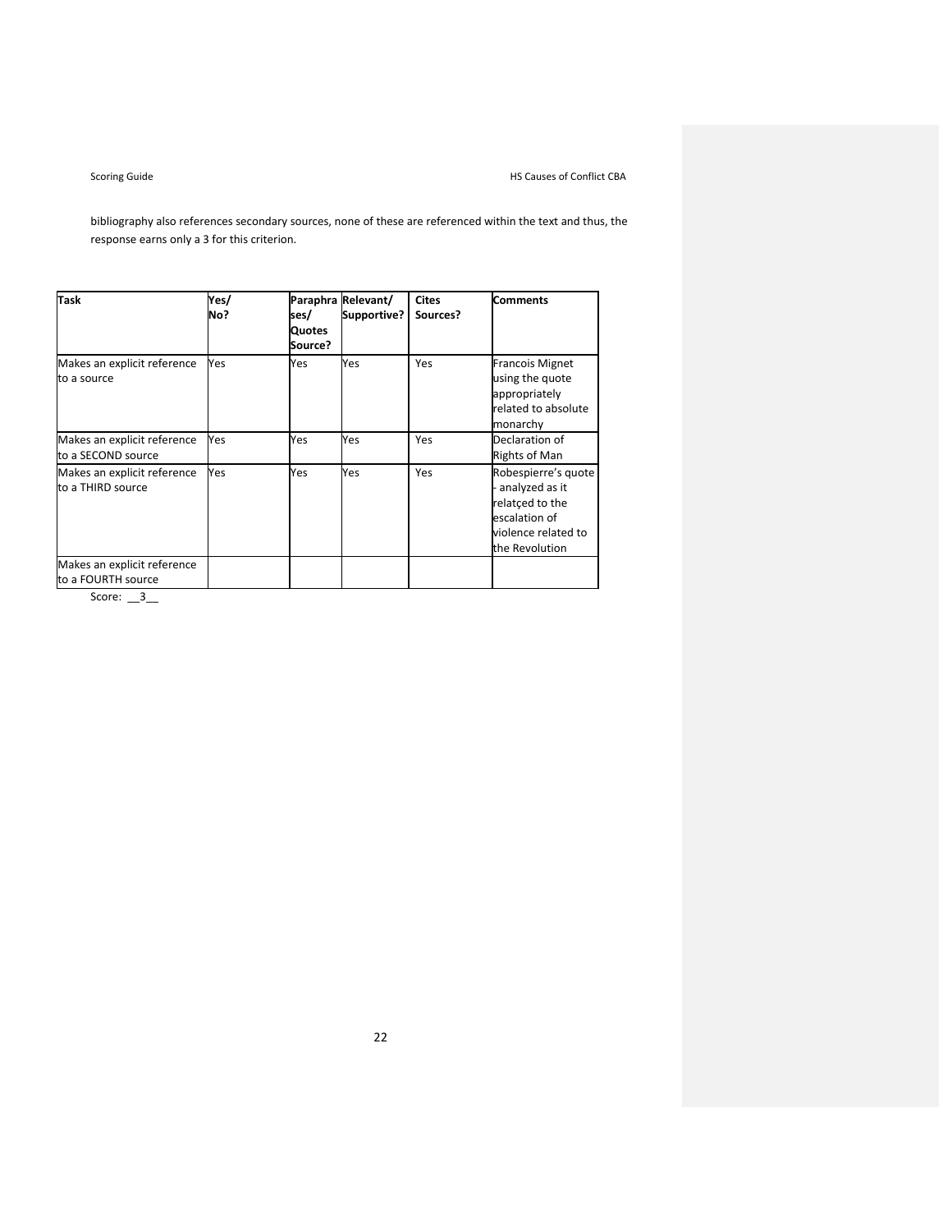bibliography also references secondary sources, none of these are referenced within the text and thus, the response earns only a 3 for this criterion.

| Task | Yes/ No? | Paraphrases/ Quotes Source? | Relevant/ Supportive? | Cites Sources? | Comments |
|---|---|---|---|---|---|
| Makes an explicit reference to a source | Yes | Yes | Yes | Yes | Francois Mignet using the quote appropriately related to absolute monarchy |
| Makes an explicit reference to a SECOND source | Yes | Yes | Yes | Yes | Declaration of Rights of Man |
| Makes an explicit reference to a THIRD source | Yes | Yes | Yes | Yes | Robespierre's quote - analyzed as it relatçed to the escalation of violence related to the Revolution |
| Makes an explicit reference to a FOURTH source | | | | | |

Score: __3__